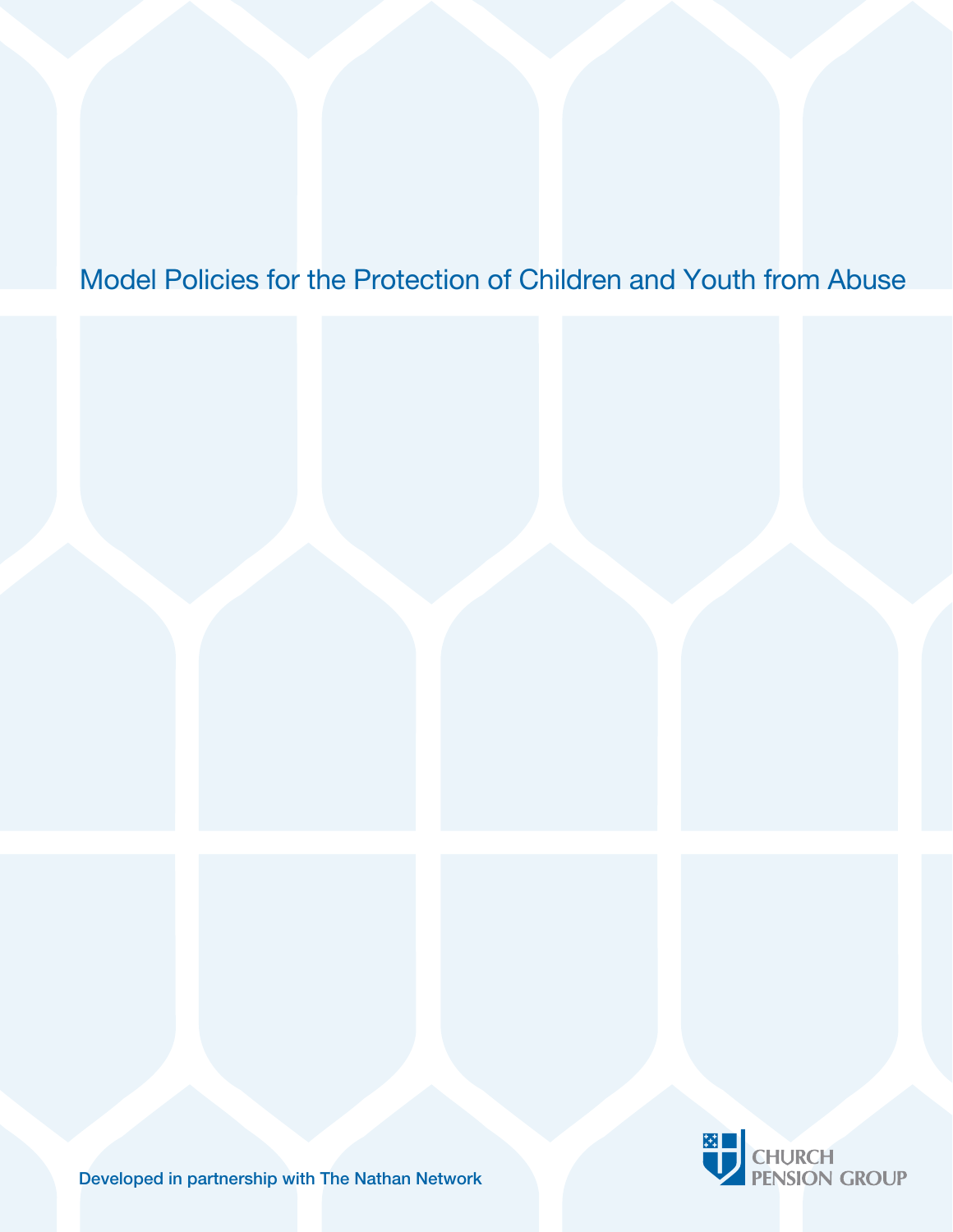# Model Policies for the Protection of Children and Youth from Abuse

Developed in partnership with The Nathan Network

CHURCH PENSION GROUP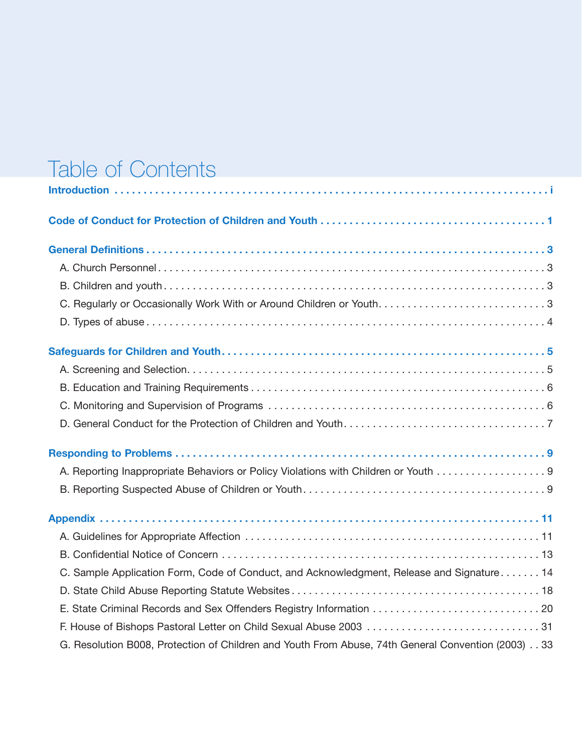# Table of Contents

**Introduction** . . . . . . . . . . . . . . . . . . . . . . . . . . . . . . . . . . . . . . . . . . . . . . . . . . . . . . . . . . . . . . . . . . . . . . . . . . i

**Code of Conduct for Protection of Children and Youth** . . . . . . . . . . . . . . . . . . . . . . . . . . . . . . . . . . . . . . . 1

**General Definitions** . . . . . . . . . . . . . . . . . . . . . . . . . . . . . . . . . . . . . . . . . . . . . . . . . . . . . . . . . . . . . . . . 3

- A. Church Personnel . . . . . . . . . . . . . . . . . . . . . . . . . . . . . . . . . . . . . . . . . . . . . . . . . . . . . . . . . . . . . . 3
- B. Children and youth . . . . . . . . . . . . . . . . . . . . . . . . . . . . . . . . . . . . . . . . . . . . . . . . . . . . . . . . . . . . . 3
- C. Regularly or Occasionally Work With or Around Children or Youth . . . . . . . . . . . . . . . . . . . . . . . . . . . . 3
- D. Types of abuse . . . . . . . . . . . . . . . . . . . . . . . . . . . . . . . . . . . . . . . . . . . . . . . . . . . . . . . . . . . . . . . . 4

**Safeguards for Children and Youth** . . . . . . . . . . . . . . . . . . . . . . . . . . . . . . . . . . . . . . . . . . . . . . . . . . . 5

- A. Screening and Selection . . . . . . . . . . . . . . . . . . . . . . . . . . . . . . . . . . . . . . . . . . . . . . . . . . . . . . . . . . 5
- B. Education and Training Requirements . . . . . . . . . . . . . . . . . . . . . . . . . . . . . . . . . . . . . . . . . . . . . . . . 6
- C. Monitoring and Supervision of Programs . . . . . . . . . . . . . . . . . . . . . . . . . . . . . . . . . . . . . . . . . . . . . . 6
- D. General Conduct for the Protection of Children and Youth . . . . . . . . . . . . . . . . . . . . . . . . . . . . . . . . . 7

**Responding to Problems** . . . . . . . . . . . . . . . . . . . . . . . . . . . . . . . . . . . . . . . . . . . . . . . . . . . . . . . . . . . . . 9

- A. Reporting Inappropriate Behaviors or Policy Violations with Children or Youth . . . . . . . . . . . . . . . . . . . 9
- B. Reporting Suspected Abuse of Children or Youth . . . . . . . . . . . . . . . . . . . . . . . . . . . . . . . . . . . . . . . . 9

**Appendix** . . . . . . . . . . . . . . . . . . . . . . . . . . . . . . . . . . . . . . . . . . . . . . . . . . . . . . . . . . . . . . . . . . . . . . . . 11

- A. Guidelines for Appropriate Affection . . . . . . . . . . . . . . . . . . . . . . . . . . . . . . . . . . . . . . . . . . . . . . . . . 11
- B. Confidential Notice of Concern . . . . . . . . . . . . . . . . . . . . . . . . . . . . . . . . . . . . . . . . . . . . . . . . . . . . . 13
- C. Sample Application Form, Code of Conduct, and Acknowledgment, Release and Signature . . . . . . . 14
- D. State Child Abuse Reporting Statute Websites . . . . . . . . . . . . . . . . . . . . . . . . . . . . . . . . . . . . . . . . . . 18
- E. State Criminal Records and Sex Offenders Registry Information . . . . . . . . . . . . . . . . . . . . . . . . . . . . 20
- F. House of Bishops Pastoral Letter on Child Sexual Abuse 2003 . . . . . . . . . . . . . . . . . . . . . . . . . . . . . 31
- G. Resolution B008, Protection of Children and Youth From Abuse, 74th General Convention (2003) . . 33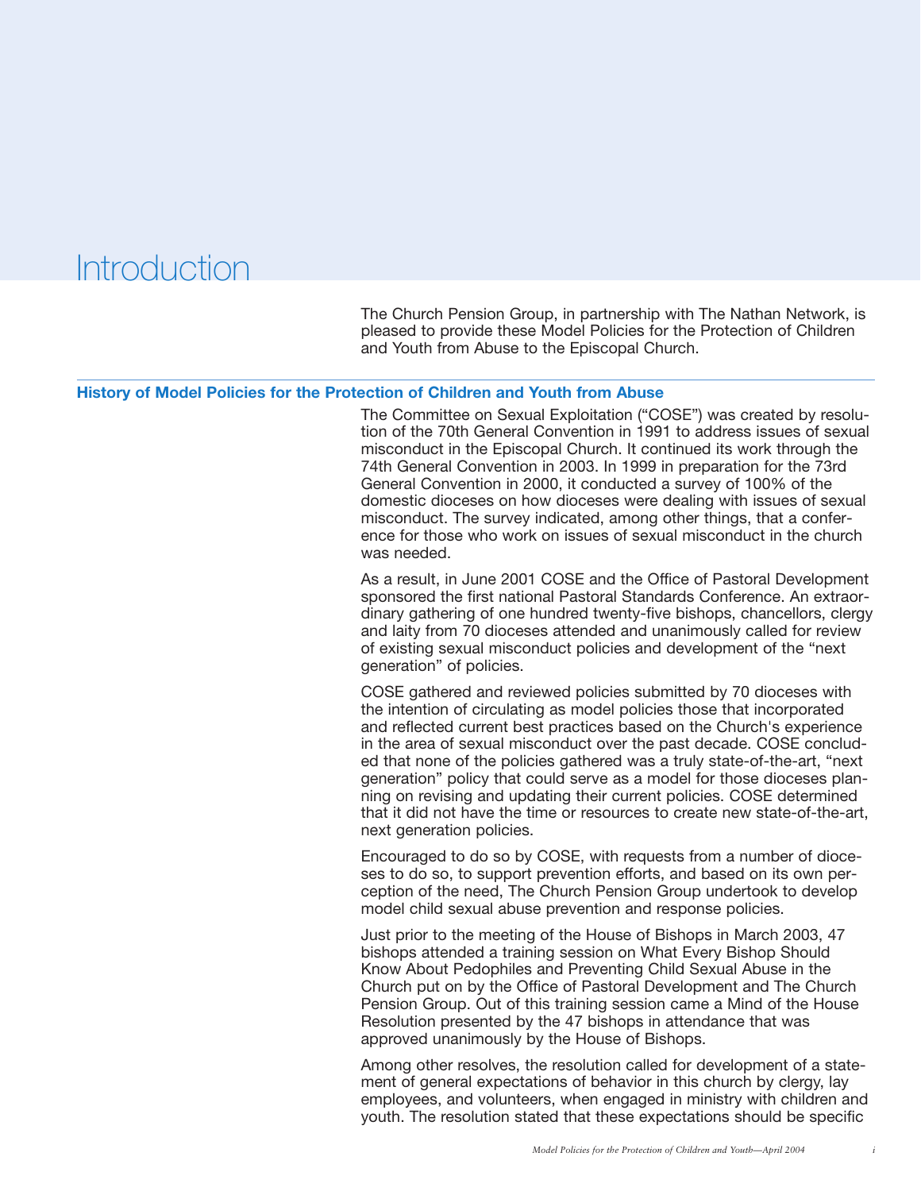# Introduction

The Church Pension Group, in partnership with The Nathan Network, is pleased to provide these Model Policies for the Protection of Children and Youth from Abuse to the Episcopal Church.

## History of Model Policies for the Protection of Children and Youth from Abuse

The Committee on Sexual Exploitation ("COSE") was created by resolution of the 70th General Convention in 1991 to address issues of sexual misconduct in the Episcopal Church. It continued its work through the 74th General Convention in 2003. In 1999 in preparation for the 73rd General Convention in 2000, it conducted a survey of 100% of the domestic dioceses on how dioceses were dealing with issues of sexual misconduct. The survey indicated, among other things, that a conference for those who work on issues of sexual misconduct in the church was needed.

As a result, in June 2001 COSE and the Office of Pastoral Development sponsored the first national Pastoral Standards Conference. An extraordinary gathering of one hundred twenty-five bishops, chancellors, clergy and laity from 70 dioceses attended and unanimously called for review of existing sexual misconduct policies and development of the "next generation" of policies.

COSE gathered and reviewed policies submitted by 70 dioceses with the intention of circulating as model policies those that incorporated and reflected current best practices based on the Church's experience in the area of sexual misconduct over the past decade. COSE concluded that none of the policies gathered was a truly state-of-the-art, "next generation" policy that could serve as a model for those dioceses planning on revising and updating their current policies. COSE determined that it did not have the time or resources to create new state-of-the-art, next generation policies.

Encouraged to do so by COSE, with requests from a number of dioceses to do so, to support prevention efforts, and based on its own perception of the need, The Church Pension Group undertook to develop model child sexual abuse prevention and response policies.

Just prior to the meeting of the House of Bishops in March 2003, 47 bishops attended a training session on What Every Bishop Should Know About Pedophiles and Preventing Child Sexual Abuse in the Church put on by the Office of Pastoral Development and The Church Pension Group. Out of this training session came a Mind of the House Resolution presented by the 47 bishops in attendance that was approved unanimously by the House of Bishops.

Among other resolves, the resolution called for development of a statement of general expectations of behavior in this church by clergy, lay employees, and volunteers, when engaged in ministry with children and youth. The resolution stated that these expectations should be specific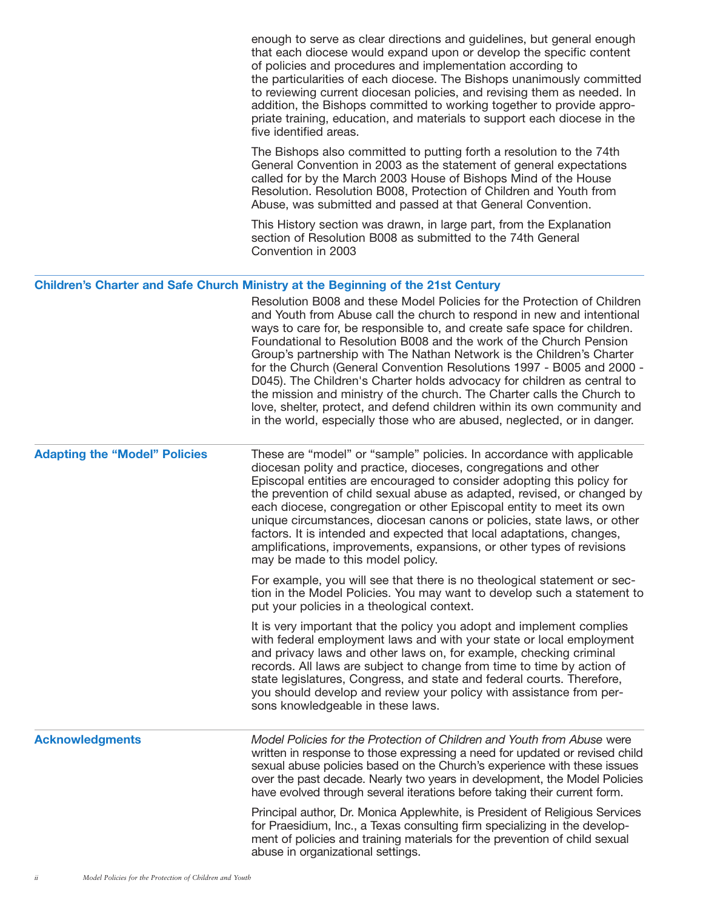enough to serve as clear directions and guidelines, but general enough that each diocese would expand upon or develop the specific content of policies and procedures and implementation according to the particularities of each diocese. The Bishops unanimously committed to reviewing current diocesan policies, and revising them as needed. In addition, the Bishops committed to working together to provide appropriate training, education, and materials to support each diocese in the five identified areas.

The Bishops also committed to putting forth a resolution to the 74th General Convention in 2003 as the statement of general expectations called for by the March 2003 House of Bishops Mind of the House Resolution. Resolution B008, Protection of Children and Youth from Abuse, was submitted and passed at that General Convention.

This History section was drawn, in large part, from the Explanation section of Resolution B008 as submitted to the 74th General Convention in 2003

## Children's Charter and Safe Church Ministry at the Beginning of the 21st Century

Resolution B008 and these Model Policies for the Protection of Children and Youth from Abuse call the church to respond in new and intentional ways to care for, be responsible to, and create safe space for children. Foundational to Resolution B008 and the work of the Church Pension Group's partnership with The Nathan Network is the Children's Charter for the Church (General Convention Resolutions 1997 - B005 and 2000 - D045). The Children's Charter holds advocacy for children as central to the mission and ministry of the church. The Charter calls the Church to love, shelter, protect, and defend children within its own community and in the world, especially those who are abused, neglected, or in danger.

## Adapting the "Model" Policies

These are "model" or "sample" policies. In accordance with applicable diocesan polity and practice, dioceses, congregations and other Episcopal entities are encouraged to consider adopting this policy for the prevention of child sexual abuse as adapted, revised, or changed by each diocese, congregation or other Episcopal entity to meet its own unique circumstances, diocesan canons or policies, state laws, or other factors. It is intended and expected that local adaptations, changes, amplifications, improvements, expansions, or other types of revisions may be made to this model policy.

For example, you will see that there is no theological statement or section in the Model Policies. You may want to develop such a statement to put your policies in a theological context.

It is very important that the policy you adopt and implement complies with federal employment laws and with your state or local employment and privacy laws and other laws on, for example, checking criminal records. All laws are subject to change from time to time by action of state legislatures, Congress, and state and federal courts. Therefore, you should develop and review your policy with assistance from persons knowledgeable in these laws.

## Acknowledgments

*Model Policies for the Protection of Children and Youth from Abuse* were written in response to those expressing a need for updated or revised child sexual abuse policies based on the Church's experience with these issues over the past decade. Nearly two years in development, the Model Policies have evolved through several iterations before taking their current form.

Principal author, Dr. Monica Applewhite, is President of Religious Services for Praesidium, Inc., a Texas consulting firm specializing in the development of policies and training materials for the prevention of child sexual abuse in organizational settings.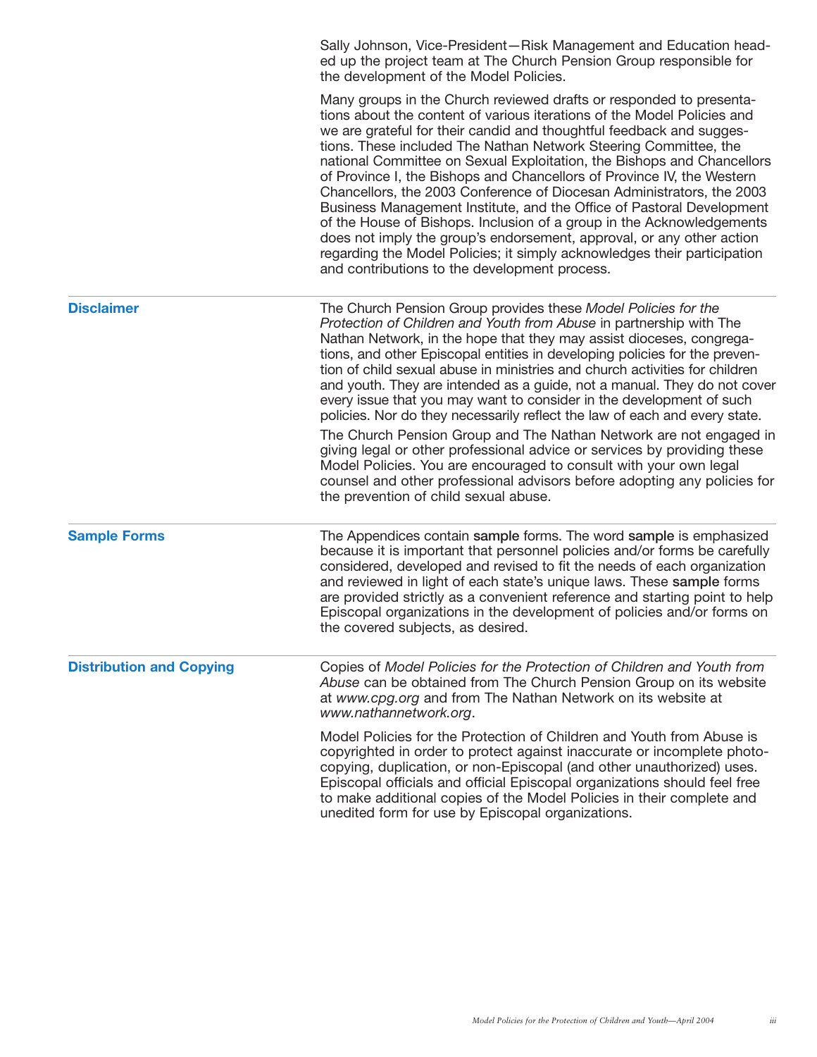Sally Johnson, Vice-President—Risk Management and Education headed up the project team at The Church Pension Group responsible for the development of the Model Policies.

Many groups in the Church reviewed drafts or responded to presentations about the content of various iterations of the Model Policies and we are grateful for their candid and thoughtful feedback and suggestions. These included The Nathan Network Steering Committee, the national Committee on Sexual Exploitation, the Bishops and Chancellors of Province I, the Bishops and Chancellors of Province IV, the Western Chancellors, the 2003 Conference of Diocesan Administrators, the 2003 Business Management Institute, and the Office of Pastoral Development of the House of Bishops. Inclusion of a group in the Acknowledgements does not imply the group's endorsement, approval, or any other action regarding the Model Policies; it simply acknowledges their participation and contributions to the development process.

## Disclaimer

The Church Pension Group provides these *Model Policies for the Protection of Children and Youth from Abuse* in partnership with The Nathan Network, in the hope that they may assist dioceses, congregations, and other Episcopal entities in developing policies for the prevention of child sexual abuse in ministries and church activities for children and youth. They are intended as a guide, not a manual. They do not cover every issue that you may want to consider in the development of such policies. Nor do they necessarily reflect the law of each and every state.

The Church Pension Group and The Nathan Network are not engaged in giving legal or other professional advice or services by providing these Model Policies. You are encouraged to consult with your own legal counsel and other professional advisors before adopting any policies for the prevention of child sexual abuse.

## Sample Forms

The Appendices contain **sample** forms. The word **sample** is emphasized because it is important that personnel policies and/or forms be carefully considered, developed and revised to fit the needs of each organization and reviewed in light of each state's unique laws. These **sample** forms are provided strictly as a convenient reference and starting point to help Episcopal organizations in the development of policies and/or forms on the covered subjects, as desired.

## Distribution and Copying

Copies of *Model Policies for the Protection of Children and Youth from Abuse* can be obtained from The Church Pension Group on its website at *www.cpg.org* and from The Nathan Network on its website at *www.nathannetwork.org*.

Model Policies for the Protection of Children and Youth from Abuse is copyrighted in order to protect against inaccurate or incomplete photocopying, duplication, or non-Episcopal (and other unauthorized) uses. Episcopal officials and official Episcopal organizations should feel free to make additional copies of the Model Policies in their complete and unedited form for use by Episcopal organizations.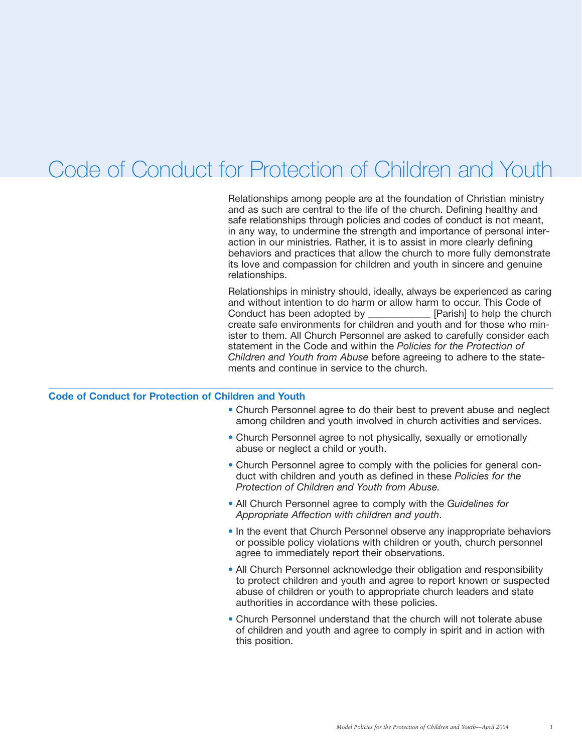# Code of Conduct for Protection of Children and Youth

Relationships among people are at the foundation of Christian ministry and as such are central to the life of the church. Defining healthy and safe relationships through policies and codes of conduct is not meant, in any way, to undermine the strength and importance of personal interaction in our ministries. Rather, it is to assist in more clearly defining behaviors and practices that allow the church to more fully demonstrate its love and compassion for children and youth in sincere and genuine relationships.

Relationships in ministry should, ideally, always be experienced as caring and without intention to do harm or allow harm to occur. This Code of Conduct has been adopted by ___________ [Parish] to help the church create safe environments for children and youth and for those who minister to them. All Church Personnel are asked to carefully consider each statement in the Code and within the *Policies for the Protection of Children and Youth from Abuse* before agreeing to adhere to the statements and continue in service to the church.

## Code of Conduct for Protection of Children and Youth

- Church Personnel agree to do their best to prevent abuse and neglect among children and youth involved in church activities and services.
- Church Personnel agree to not physically, sexually or emotionally abuse or neglect a child or youth.
- Church Personnel agree to comply with the policies for general conduct with children and youth as defined in these *Policies for the Protection of Children and Youth from Abuse.*
- All Church Personnel agree to comply with the *Guidelines for Appropriate Affection with children and youth*.
- In the event that Church Personnel observe any inappropriate behaviors or possible policy violations with children or youth, church personnel agree to immediately report their observations.
- All Church Personnel acknowledge their obligation and responsibility to protect children and youth and agree to report known or suspected abuse of children or youth to appropriate church leaders and state authorities in accordance with these policies.
- Church Personnel understand that the church will not tolerate abuse of children and youth and agree to comply in spirit and in action with this position.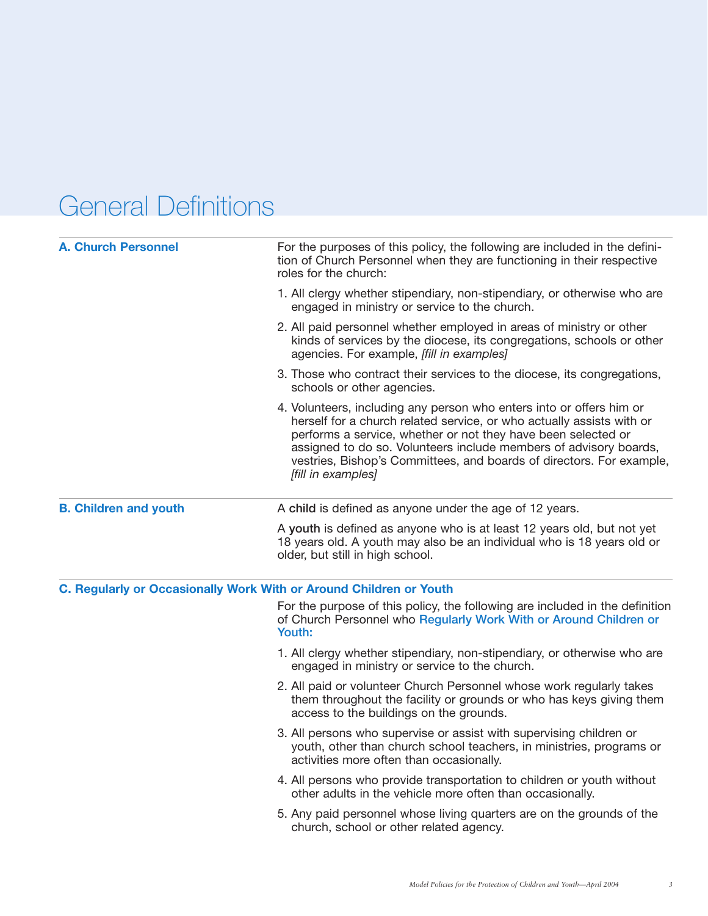# General Definitions

## A. Church Personnel

For the purposes of this policy, the following are included in the definition of Church Personnel when they are functioning in their respective roles for the church:

1. All clergy whether stipendiary, non-stipendiary, or otherwise who are engaged in ministry or service to the church.
2. All paid personnel whether employed in areas of ministry or other kinds of services by the diocese, its congregations, schools or other agencies. For example, *[fill in examples]*
3. Those who contract their services to the diocese, its congregations, schools or other agencies.
4. Volunteers, including any person who enters into or offers him or herself for a church related service, or who actually assists with or performs a service, whether or not they have been selected or assigned to do so. Volunteers include members of advisory boards, vestries, Bishop's Committees, and boards of directors. For example, *[fill in examples]*

## B. Children and youth

A **child** is defined as anyone under the age of 12 years.

A **youth** is defined as anyone who is at least 12 years old, but not yet 18 years old. A youth may also be an individual who is 18 years old or older, but still in high school.

## C. Regularly or Occasionally Work With or Around Children or Youth

For the purpose of this policy, the following are included in the definition of Church Personnel who **Regularly Work With or Around Children or Youth:**

1. All clergy whether stipendiary, non-stipendiary, or otherwise who are engaged in ministry or service to the church.
2. All paid or volunteer Church Personnel whose work regularly takes them throughout the facility or grounds or who has keys giving them access to the buildings on the grounds.
3. All persons who supervise or assist with supervising children or youth, other than church school teachers, in ministries, programs or activities more often than occasionally.
4. All persons who provide transportation to children or youth without other adults in the vehicle more often than occasionally.
5. Any paid personnel whose living quarters are on the grounds of the church, school or other related agency.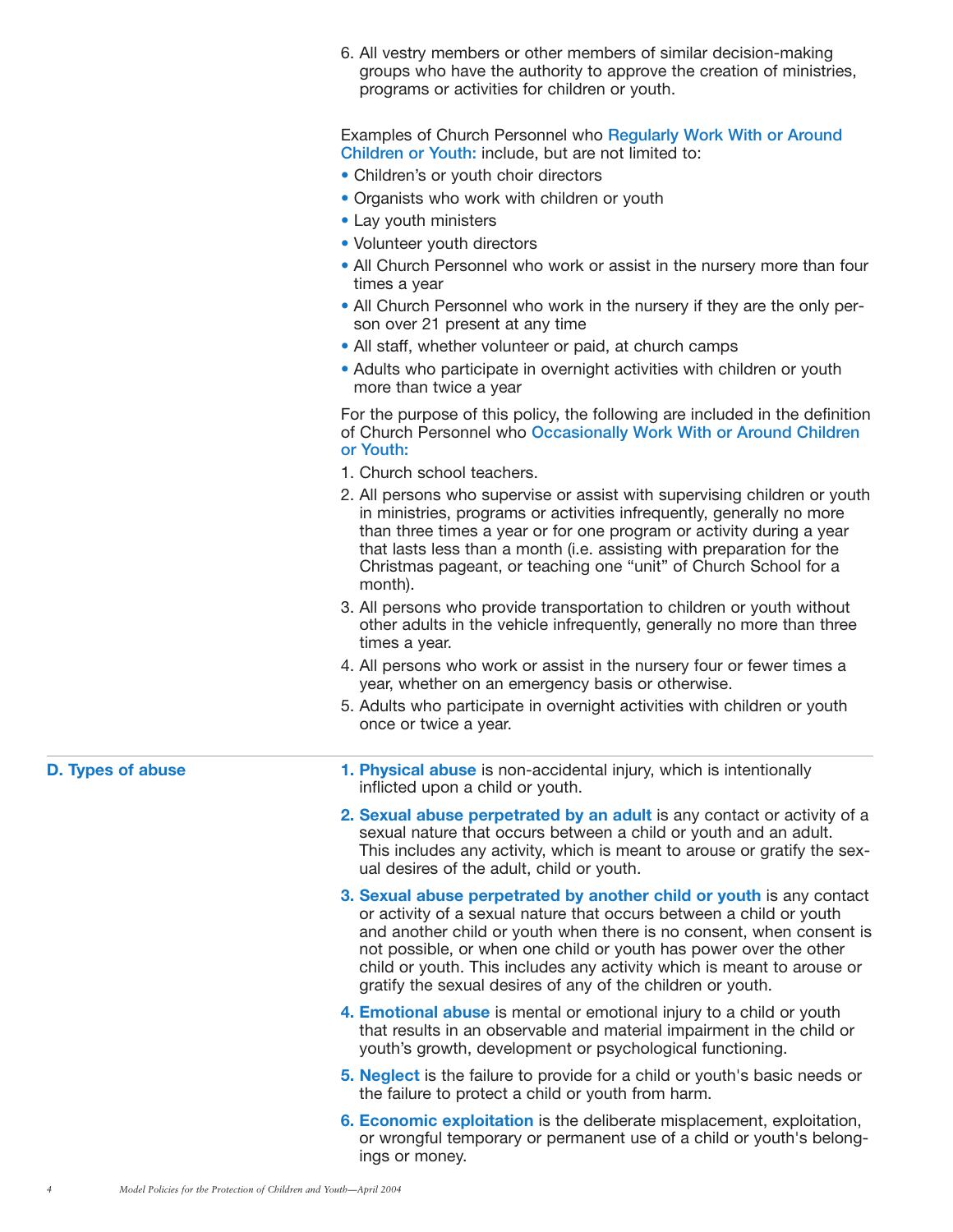6. All vestry members or other members of similar decision-making groups who have the authority to approve the creation of ministries, programs or activities for children or youth.

Examples of Church Personnel who **Regularly Work With or Around Children or Youth:** include, but are not limited to:

- Children's or youth choir directors
- Organists who work with children or youth
- Lay youth ministers
- Volunteer youth directors
- All Church Personnel who work or assist in the nursery more than four times a year
- All Church Personnel who work in the nursery if they are the only person over 21 present at any time
- All staff, whether volunteer or paid, at church camps
- Adults who participate in overnight activities with children or youth more than twice a year

For the purpose of this policy, the following are included in the definition of Church Personnel who **Occasionally Work With or Around Children or Youth:**

1. Church school teachers.
2. All persons who supervise or assist with supervising children or youth in ministries, programs or activities infrequently, generally no more than three times a year or for one program or activity during a year that lasts less than a month (i.e. assisting with preparation for the Christmas pageant, or teaching one "unit" of Church School for a month).
3. All persons who provide transportation to children or youth without other adults in the vehicle infrequently, generally no more than three times a year.
4. All persons who work or assist in the nursery four or fewer times a year, whether on an emergency basis or otherwise.
5. Adults who participate in overnight activities with children or youth once or twice a year.

## D. Types of abuse

1. **Physical abuse** is non-accidental injury, which is intentionally inflicted upon a child or youth.
2. **Sexual abuse perpetrated by an adult** is any contact or activity of a sexual nature that occurs between a child or youth and an adult. This includes any activity, which is meant to arouse or gratify the sexual desires of the adult, child or youth.
3. **Sexual abuse perpetrated by another child or youth** is any contact or activity of a sexual nature that occurs between a child or youth and another child or youth when there is no consent, when consent is not possible, or when one child or youth has power over the other child or youth. This includes any activity which is meant to arouse or gratify the sexual desires of any of the children or youth.
4. **Emotional abuse** is mental or emotional injury to a child or youth that results in an observable and material impairment in the child or youth's growth, development or psychological functioning.
5. **Neglect** is the failure to provide for a child or youth's basic needs or the failure to protect a child or youth from harm.
6. **Economic exploitation** is the deliberate misplacement, exploitation, or wrongful temporary or permanent use of a child or youth's belongings or money.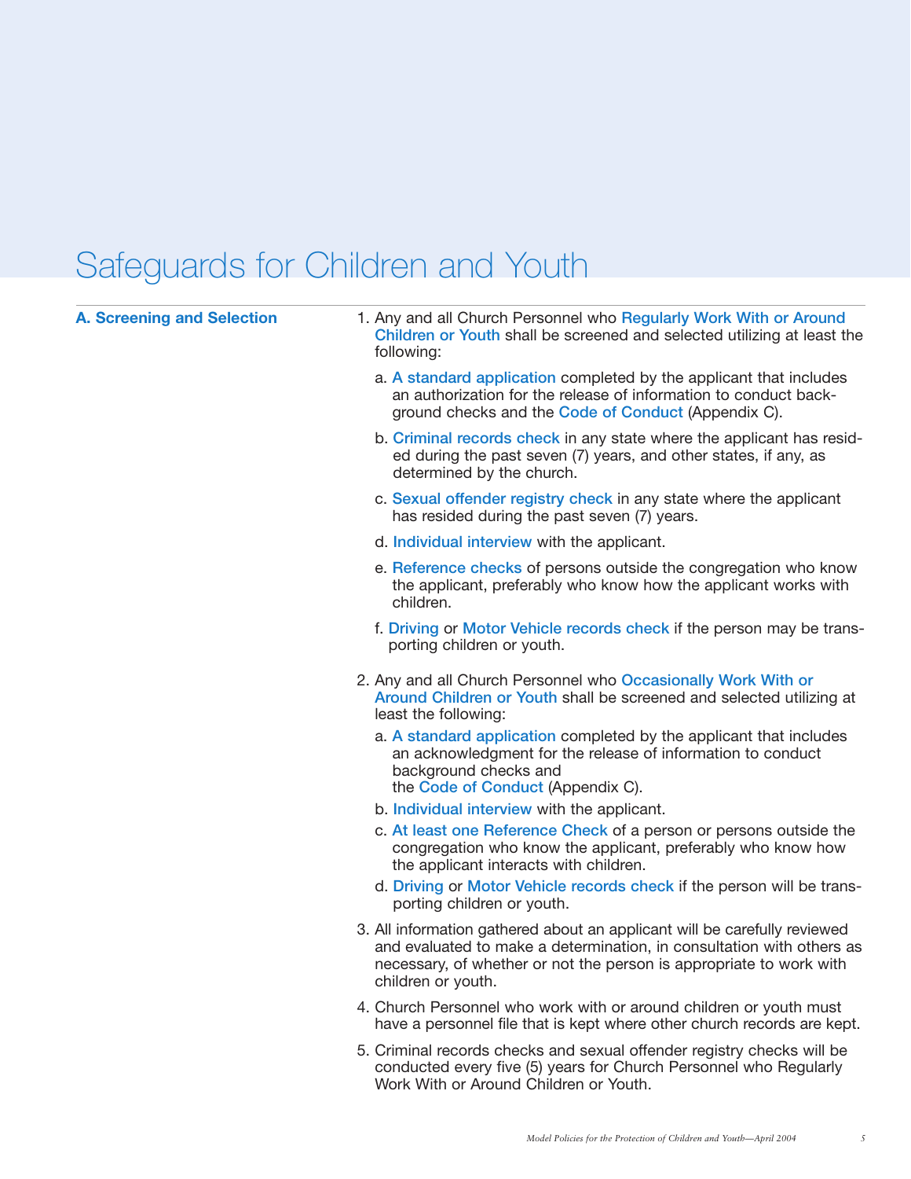# Safeguards for Children and Youth

## A. Screening and Selection

1. Any and all Church Personnel who **Regularly Work With or Around Children or Youth** shall be screened and selected utilizing at least the following:

   a. **A standard application** completed by the applicant that includes an authorization for the release of information to conduct background checks and the **Code of Conduct** (Appendix C).

   b. **Criminal records check** in any state where the applicant has resided during the past seven (7) years, and other states, if any, as determined by the church.

   c. **Sexual offender registry check** in any state where the applicant has resided during the past seven (7) years.

   d. **Individual interview** with the applicant.

   e. **Reference checks** of persons outside the congregation who know the applicant, preferably who know how the applicant works with children.

   f. **Driving** or **Motor Vehicle records check** if the person may be transporting children or youth.

2. Any and all Church Personnel who **Occasionally Work With or Around Children or Youth** shall be screened and selected utilizing at least the following:

   a. **A standard application** completed by the applicant that includes an acknowledgment for the release of information to conduct background checks and the **Code of Conduct** (Appendix C).

   b. **Individual interview** with the applicant.

   c. **At least one Reference Check** of a person or persons outside the congregation who know the applicant, preferably who know how the applicant interacts with children.

   d. **Driving** or **Motor Vehicle records check** if the person will be transporting children or youth.

3. All information gathered about an applicant will be carefully reviewed and evaluated to make a determination, in consultation with others as necessary, of whether or not the person is appropriate to work with children or youth.

4. Church Personnel who work with or around children or youth must have a personnel file that is kept where other church records are kept.

5. Criminal records checks and sexual offender registry checks will be conducted every five (5) years for Church Personnel who Regularly Work With or Around Children or Youth.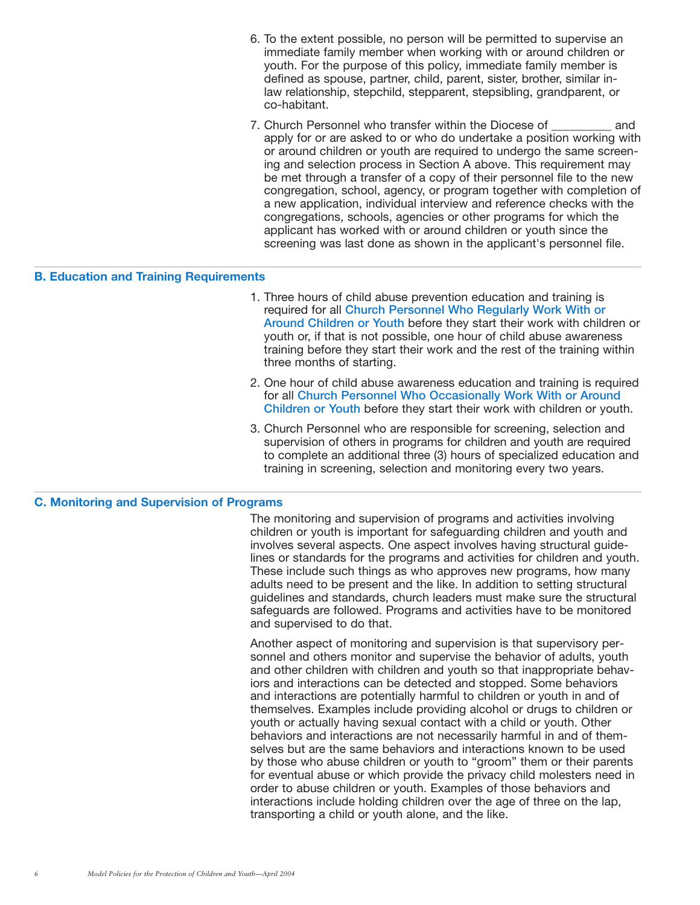6. To the extent possible, no person will be permitted to supervise an immediate family member when working with or around children or youth. For the purpose of this policy, immediate family member is defined as spouse, partner, child, parent, sister, brother, similar in-law relationship, stepchild, stepparent, stepsibling, grandparent, or co-habitant.

7. Church Personnel who transfer within the Diocese of _________ and apply for or are asked to or who do undertake a position working with or around children or youth are required to undergo the same screening and selection process in Section A above. This requirement may be met through a transfer of a copy of their personnel file to the new congregation, school, agency, or program together with completion of a new application, individual interview and reference checks with the congregations, schools, agencies or other programs for which the applicant has worked with or around children or youth since the screening was last done as shown in the applicant's personnel file.

## B. Education and Training Requirements

1. Three hours of child abuse prevention education and training is required for all Church Personnel Who Regularly Work With or Around Children or Youth before they start their work with children or youth or, if that is not possible, one hour of child abuse awareness training before they start their work and the rest of the training within three months of starting.

2. One hour of child abuse awareness education and training is required for all Church Personnel Who Occasionally Work With or Around Children or Youth before they start their work with children or youth.

3. Church Personnel who are responsible for screening, selection and supervision of others in programs for children and youth are required to complete an additional three (3) hours of specialized education and training in screening, selection and monitoring every two years.

## C. Monitoring and Supervision of Programs

The monitoring and supervision of programs and activities involving children or youth is important for safeguarding children and youth and involves several aspects. One aspect involves having structural guidelines or standards for the programs and activities for children and youth. These include such things as who approves new programs, how many adults need to be present and the like. In addition to setting structural guidelines and standards, church leaders must make sure the structural safeguards are followed. Programs and activities have to be monitored and supervised to do that.

Another aspect of monitoring and supervision is that supervisory personnel and others monitor and supervise the behavior of adults, youth and other children with children and youth so that inappropriate behaviors and interactions can be detected and stopped. Some behaviors and interactions are potentially harmful to children or youth in and of themselves. Examples include providing alcohol or drugs to children or youth or actually having sexual contact with a child or youth. Other behaviors and interactions are not necessarily harmful in and of themselves but are the same behaviors and interactions known to be used by those who abuse children or youth to "groom" them or their parents for eventual abuse or which provide the privacy child molesters need in order to abuse children or youth. Examples of those behaviors and interactions include holding children over the age of three on the lap, transporting a child or youth alone, and the like.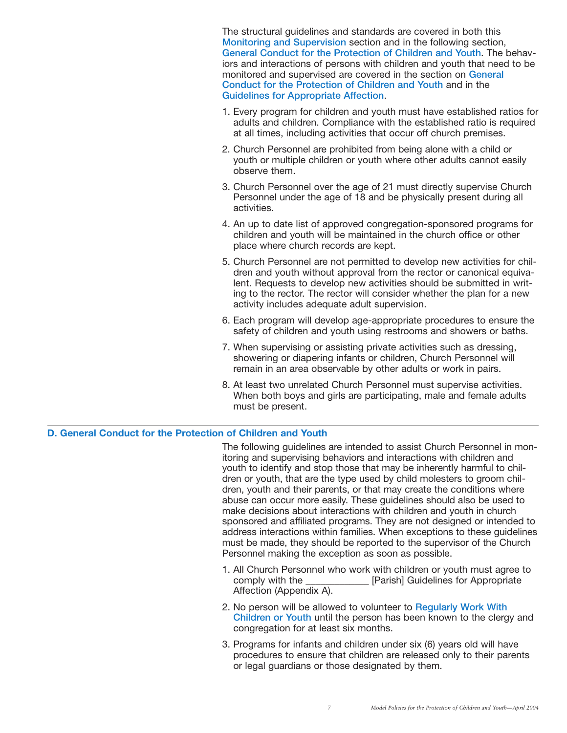The structural guidelines and standards are covered in both this Monitoring and Supervision section and in the following section, General Conduct for the Protection of Children and Youth. The behaviors and interactions of persons with children and youth that need to be monitored and supervised are covered in the section on General Conduct for the Protection of Children and Youth and in the Guidelines for Appropriate Affection.

1. Every program for children and youth must have established ratios for adults and children. Compliance with the established ratio is required at all times, including activities that occur off church premises.
2. Church Personnel are prohibited from being alone with a child or youth or multiple children or youth where other adults cannot easily observe them.
3. Church Personnel over the age of 21 must directly supervise Church Personnel under the age of 18 and be physically present during all activities.
4. An up to date list of approved congregation-sponsored programs for children and youth will be maintained in the church office or other place where church records are kept.
5. Church Personnel are not permitted to develop new activities for children and youth without approval from the rector or canonical equivalent. Requests to develop new activities should be submitted in writing to the rector. The rector will consider whether the plan for a new activity includes adequate adult supervision.
6. Each program will develop age-appropriate procedures to ensure the safety of children and youth using restrooms and showers or baths.
7. When supervising or assisting private activities such as dressing, showering or diapering infants or children, Church Personnel will remain in an area observable by other adults or work in pairs.
8. At least two unrelated Church Personnel must supervise activities. When both boys and girls are participating, male and female adults must be present.

## D. General Conduct for the Protection of Children and Youth

The following guidelines are intended to assist Church Personnel in monitoring and supervising behaviors and interactions with children and youth to identify and stop those that may be inherently harmful to children or youth, that are the type used by child molesters to groom children, youth and their parents, or that may create the conditions where abuse can occur more easily. These guidelines should also be used to make decisions about interactions with children and youth in church sponsored and affiliated programs. They are not designed or intended to address interactions within families. When exceptions to these guidelines must be made, they should be reported to the supervisor of the Church Personnel making the exception as soon as possible.

1. All Church Personnel who work with children or youth must agree to comply with the ____________ [Parish] Guidelines for Appropriate Affection (Appendix A).
2. No person will be allowed to volunteer to Regularly Work With Children or Youth until the person has been known to the clergy and congregation for at least six months.
3. Programs for infants and children under six (6) years old will have procedures to ensure that children are released only to their parents or legal guardians or those designated by them.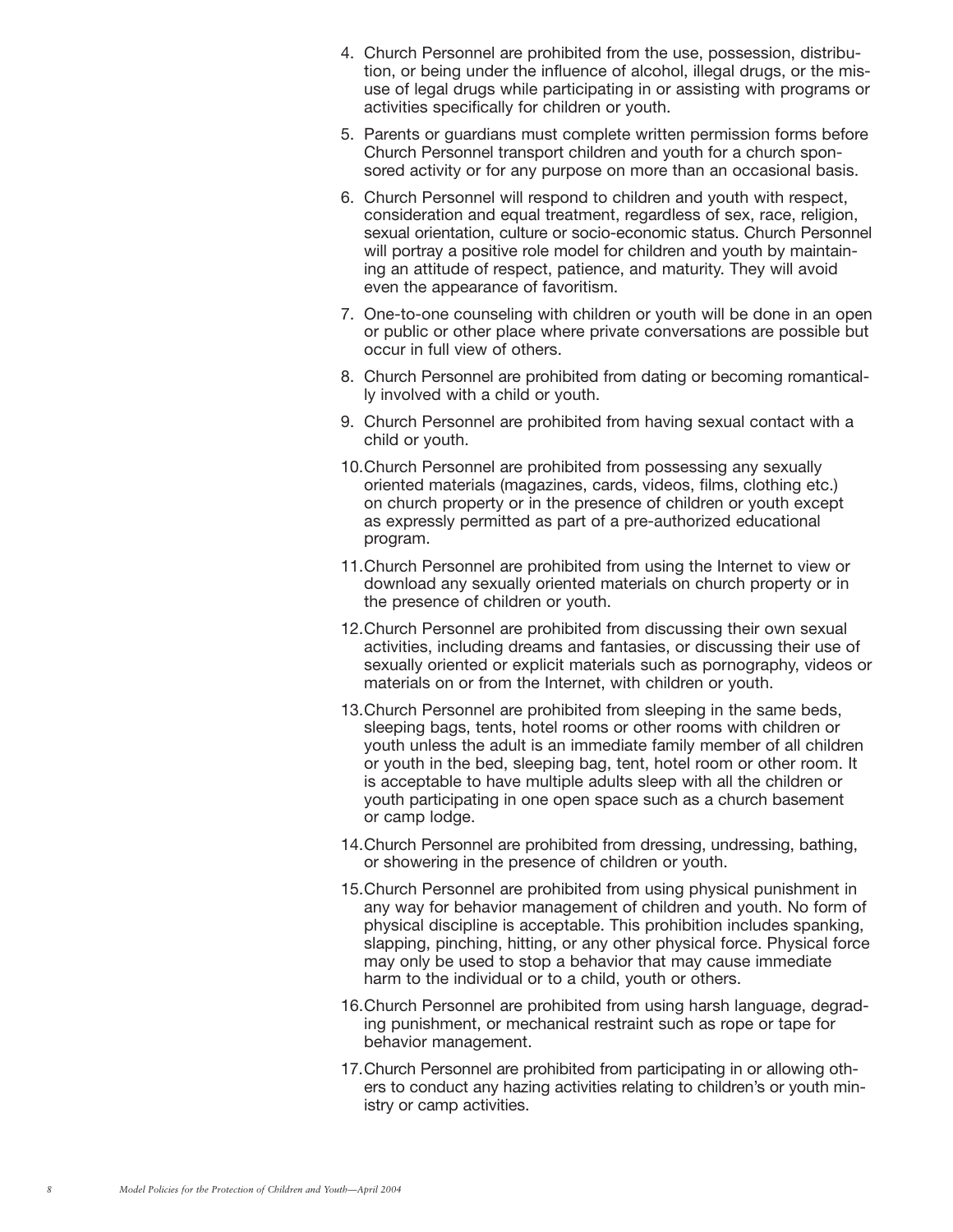4. Church Personnel are prohibited from the use, possession, distribution, or being under the influence of alcohol, illegal drugs, or the misuse of legal drugs while participating in or assisting with programs or activities specifically for children or youth.

5. Parents or guardians must complete written permission forms before Church Personnel transport children and youth for a church sponsored activity or for any purpose on more than an occasional basis.

6. Church Personnel will respond to children and youth with respect, consideration and equal treatment, regardless of sex, race, religion, sexual orientation, culture or socio-economic status. Church Personnel will portray a positive role model for children and youth by maintaining an attitude of respect, patience, and maturity. They will avoid even the appearance of favoritism.

7. One-to-one counseling with children or youth will be done in an open or public or other place where private conversations are possible but occur in full view of others.

8. Church Personnel are prohibited from dating or becoming romantically involved with a child or youth.

9. Church Personnel are prohibited from having sexual contact with a child or youth.

10. Church Personnel are prohibited from possessing any sexually oriented materials (magazines, cards, videos, films, clothing etc.) on church property or in the presence of children or youth except as expressly permitted as part of a pre-authorized educational program.

11. Church Personnel are prohibited from using the Internet to view or download any sexually oriented materials on church property or in the presence of children or youth.

12. Church Personnel are prohibited from discussing their own sexual activities, including dreams and fantasies, or discussing their use of sexually oriented or explicit materials such as pornography, videos or materials on or from the Internet, with children or youth.

13. Church Personnel are prohibited from sleeping in the same beds, sleeping bags, tents, hotel rooms or other rooms with children or youth unless the adult is an immediate family member of all children or youth in the bed, sleeping bag, tent, hotel room or other room. It is acceptable to have multiple adults sleep with all the children or youth participating in one open space such as a church basement or camp lodge.

14. Church Personnel are prohibited from dressing, undressing, bathing, or showering in the presence of children or youth.

15. Church Personnel are prohibited from using physical punishment in any way for behavior management of children and youth. No form of physical discipline is acceptable. This prohibition includes spanking, slapping, pinching, hitting, or any other physical force. Physical force may only be used to stop a behavior that may cause immediate harm to the individual or to a child, youth or others.

16. Church Personnel are prohibited from using harsh language, degrading punishment, or mechanical restraint such as rope or tape for behavior management.

17. Church Personnel are prohibited from participating in or allowing others to conduct any hazing activities relating to children's or youth ministry or camp activities.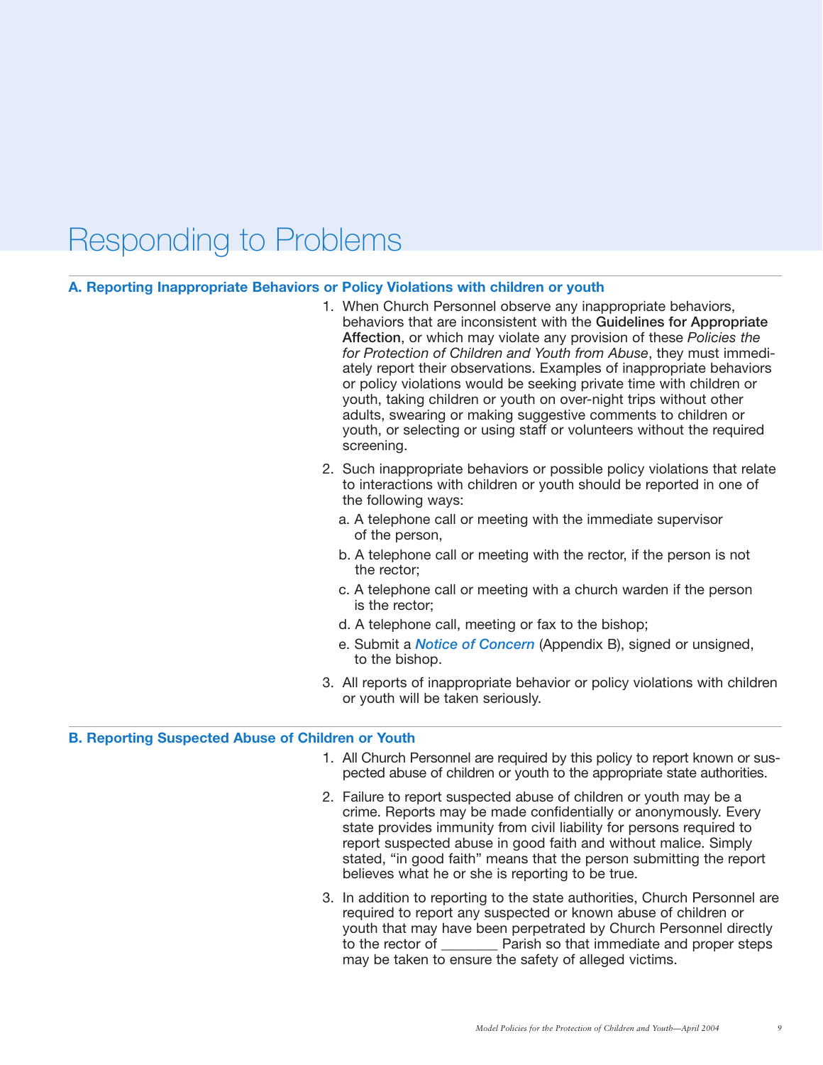# Responding to Problems

## A. Reporting Inappropriate Behaviors or Policy Violations with children or youth

1. When Church Personnel observe any inappropriate behaviors, behaviors that are inconsistent with the **Guidelines for Appropriate Affection**, or which may violate any provision of these *Policies the for Protection of Children and Youth from Abuse*, they must immediately report their observations. Examples of inappropriate behaviors or policy violations would be seeking private time with children or youth, taking children or youth on over-night trips without other adults, swearing or making suggestive comments to children or youth, or selecting or using staff or volunteers without the required screening.

2. Such inappropriate behaviors or possible policy violations that relate to interactions with children or youth should be reported in one of the following ways:
   a. A telephone call or meeting with the immediate supervisor of the person,
   b. A telephone call or meeting with the rector, if the person is not the rector;
   c. A telephone call or meeting with a church warden if the person is the rector;
   d. A telephone call, meeting or fax to the bishop;
   e. Submit a ***Notice of Concern*** (Appendix B), signed or unsigned, to the bishop.

3. All reports of inappropriate behavior or policy violations with children or youth will be taken seriously.

## B. Reporting Suspected Abuse of Children or Youth

1. All Church Personnel are required by this policy to report known or suspected abuse of children or youth to the appropriate state authorities.

2. Failure to report suspected abuse of children or youth may be a crime. Reports may be made confidentially or anonymously. Every state provides immunity from civil liability for persons required to report suspected abuse in good faith and without malice. Simply stated, "in good faith" means that the person submitting the report believes what he or she is reporting to be true.

3. In addition to reporting to the state authorities, Church Personnel are required to report any suspected or known abuse of children or youth that may have been perpetrated by Church Personnel directly to the rector of ________ Parish so that immediate and proper steps may be taken to ensure the safety of alleged victims.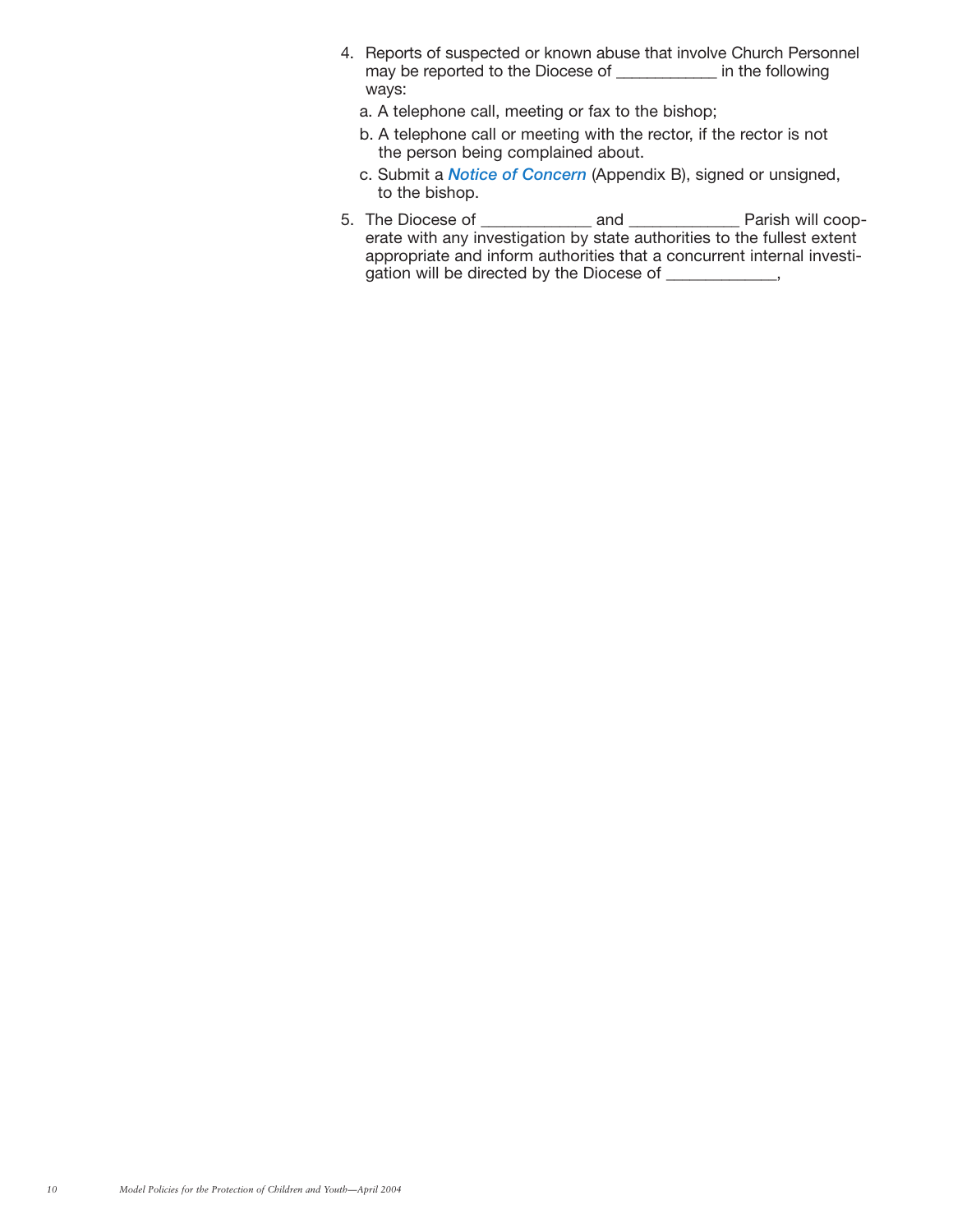4. Reports of suspected or known abuse that involve Church Personnel may be reported to the Diocese of ____________ in the following ways:

   a. A telephone call, meeting or fax to the bishop;

   b. A telephone call or meeting with the rector, if the rector is not the person being complained about.

   c. Submit a ***Notice of Concern*** (Appendix B), signed or unsigned, to the bishop.

5. The Diocese of _____________ and _____________ Parish will cooperate with any investigation by state authorities to the fullest extent appropriate and inform authorities that a concurrent internal investigation will be directed by the Diocese of _____________,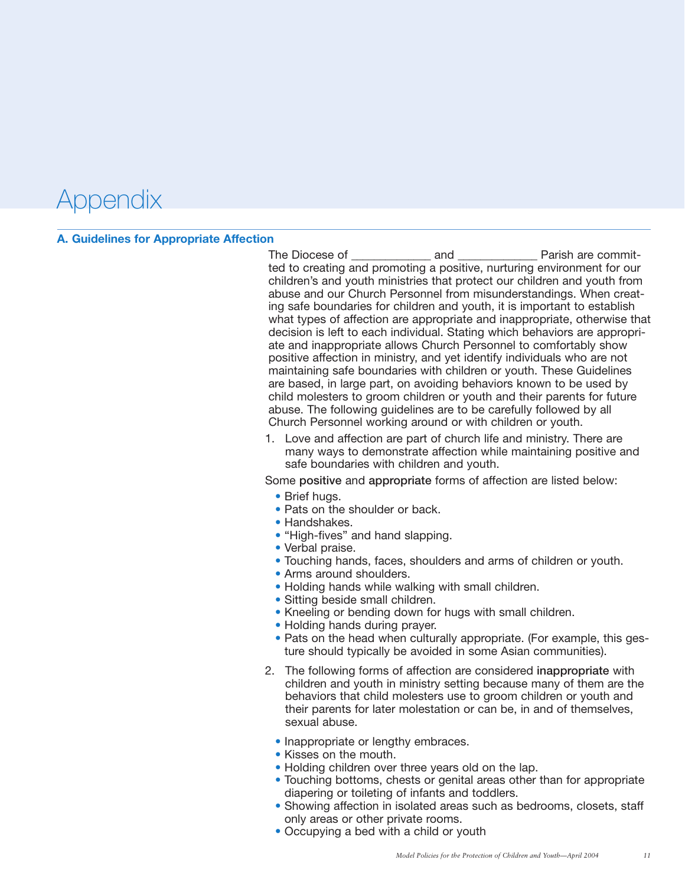# Appendix

## A. Guidelines for Appropriate Affection

The Diocese of ____________ and ____________ Parish are committed to creating and promoting a positive, nurturing environment for our children's and youth ministries that protect our children and youth from abuse and our Church Personnel from misunderstandings. When creating safe boundaries for children and youth, it is important to establish what types of affection are appropriate and inappropriate, otherwise that decision is left to each individual. Stating which behaviors are appropriate and inappropriate allows Church Personnel to comfortably show positive affection in ministry, and yet identify individuals who are not maintaining safe boundaries with children or youth. These Guidelines are based, in large part, on avoiding behaviors known to be used by child molesters to groom children or youth and their parents for future abuse. The following guidelines are to be carefully followed by all Church Personnel working around or with children or youth.

1. Love and affection are part of church life and ministry. There are many ways to demonstrate affection while maintaining positive and safe boundaries with children and youth.

Some **positive** and **appropriate** forms of affection are listed below:

- Brief hugs.
- Pats on the shoulder or back.
- Handshakes.
- "High-fives" and hand slapping.
- Verbal praise.
- Touching hands, faces, shoulders and arms of children or youth.
- Arms around shoulders.
- Holding hands while walking with small children.
- Sitting beside small children.
- Kneeling or bending down for hugs with small children.
- Holding hands during prayer.
- Pats on the head when culturally appropriate. (For example, this gesture should typically be avoided in some Asian communities).

2. The following forms of affection are considered **inappropriate** with children and youth in ministry setting because many of them are the behaviors that child molesters use to groom children or youth and their parents for later molestation or can be, in and of themselves, sexual abuse.

- Inappropriate or lengthy embraces.
- Kisses on the mouth.
- Holding children over three years old on the lap.
- Touching bottoms, chests or genital areas other than for appropriate diapering or toileting of infants and toddlers.
- Showing affection in isolated areas such as bedrooms, closets, staff only areas or other private rooms.
- Occupying a bed with a child or youth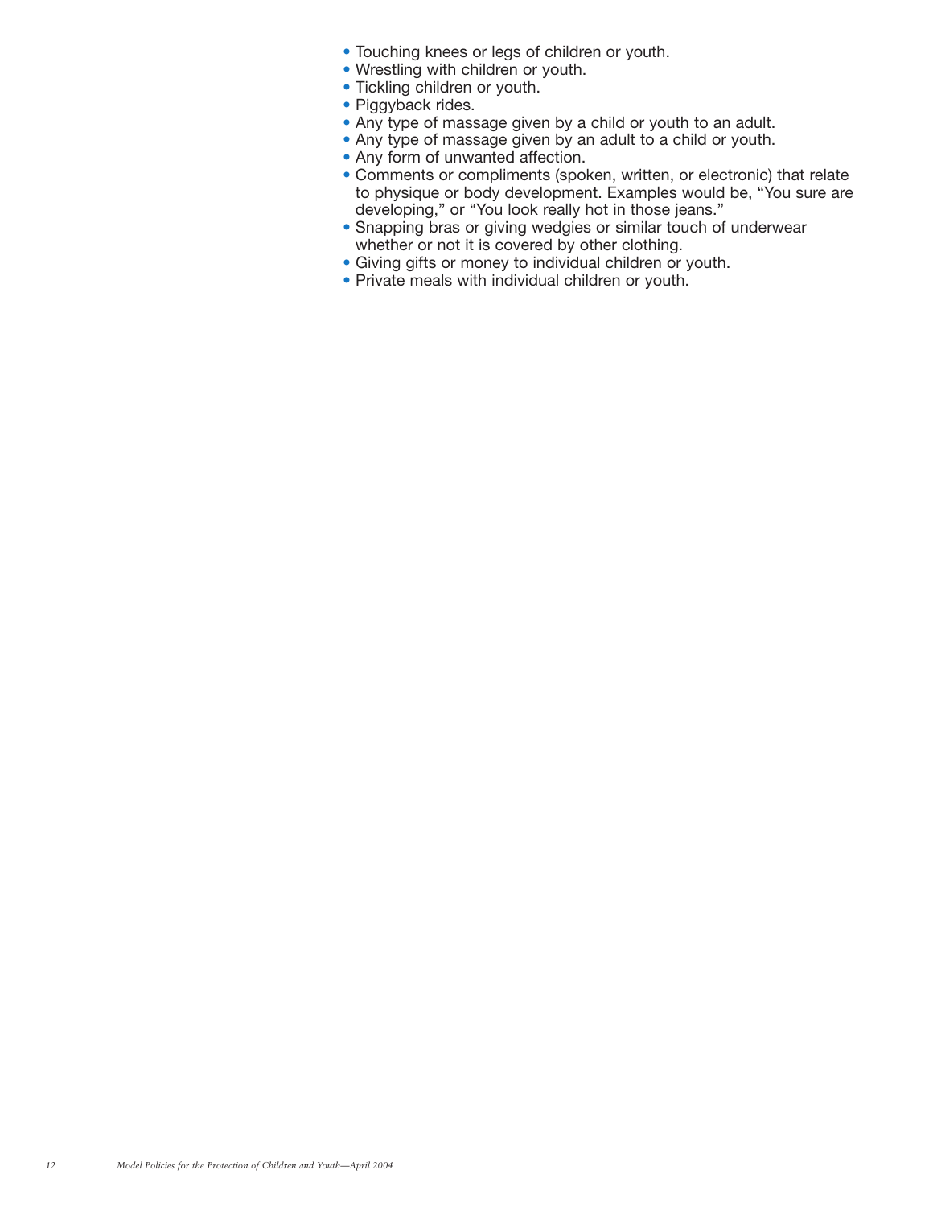- Touching knees or legs of children or youth.
- Wrestling with children or youth.
- Tickling children or youth.
- Piggyback rides.
- Any type of massage given by a child or youth to an adult.
- Any type of massage given by an adult to a child or youth.
- Any form of unwanted affection.
- Comments or compliments (spoken, written, or electronic) that relate to physique or body development. Examples would be, “You sure are developing,” or “You look really hot in those jeans.”
- Snapping bras or giving wedgies or similar touch of underwear whether or not it is covered by other clothing.
- Giving gifts or money to individual children or youth.
- Private meals with individual children or youth.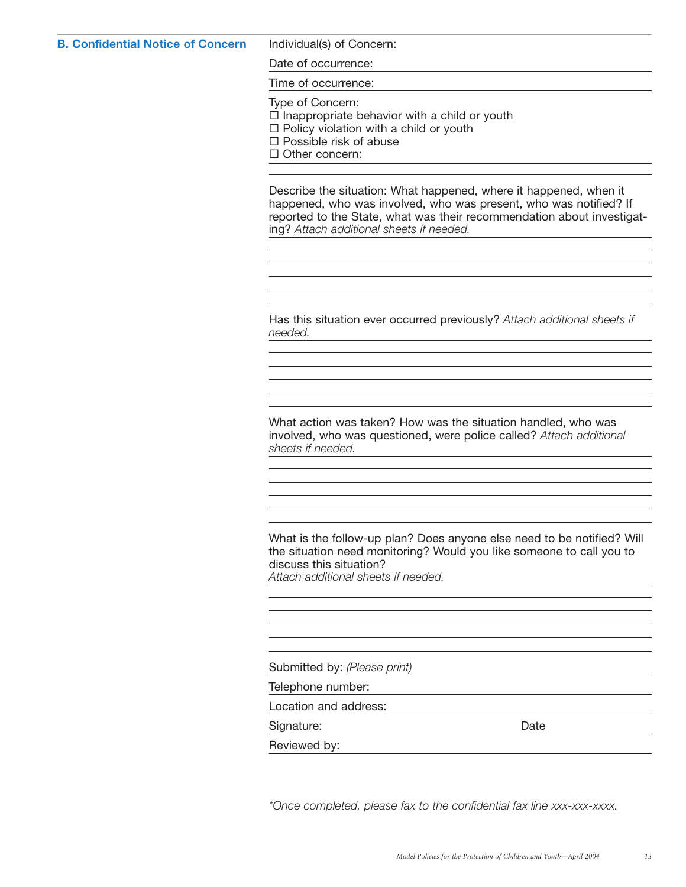## B. Confidential Notice of Concern

Individual(s) of Concern:

Date of occurrence:

Time of occurrence:

Type of Concern:

☐ Inappropriate behavior with a child or youth
☐ Policy violation with a child or youth
☐ Possible risk of abuse
☐ Other concern:

Describe the situation: What happened, where it happened, when it happened, who was involved, who was present, who was notified? If reported to the State, what was their recommendation about investigating? *Attach additional sheets if needed.*

Has this situation ever occurred previously? *Attach additional sheets if needed.*

What action was taken? How was the situation handled, who was involved, who was questioned, were police called? *Attach additional sheets if needed.*

What is the follow-up plan? Does anyone else need to be notified? Will the situation need monitoring? Would you like someone to call you to discuss this situation?
*Attach additional sheets if needed.*

Submitted by: *(Please print)*

Telephone number:

Location and address:

Signature: Date

Reviewed by:

*\*Once completed, please fax to the confidential fax line xxx-xxx-xxxx.*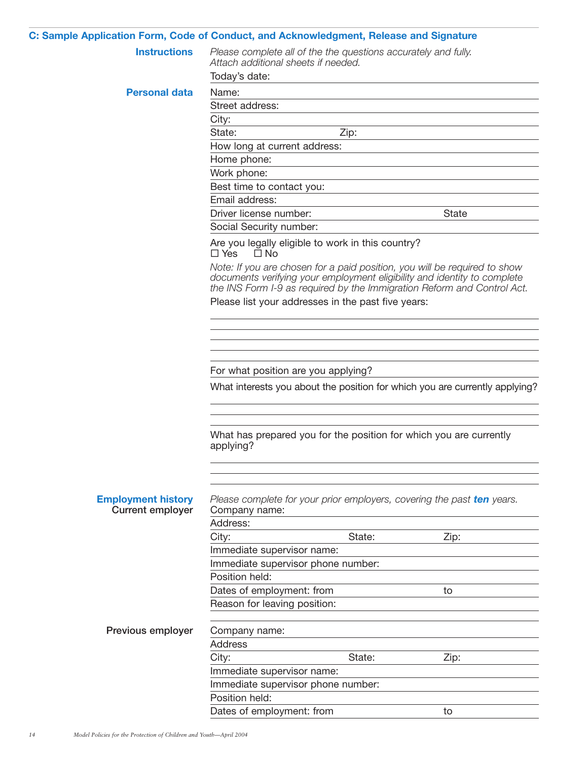## C: Sample Application Form, Code of Conduct, and Acknowledgment, Release and Signature

**Instructions**

*Please complete all of the the questions accurately and fully.*
*Attach additional sheets if needed.*

Today's date: \_\_\_\_\_\_\_\_\_\_\_\_\_\_\_\_\_\_\_\_

**Personal data**

Name: \_\_\_\_\_\_\_\_\_\_\_\_\_\_\_\_\_\_\_\_

Street address: \_\_\_\_\_\_\_\_\_\_\_\_\_\_\_\_\_\_\_\_

City: \_\_\_\_\_\_\_\_\_\_\_\_\_\_\_\_\_\_\_\_

State: \_\_\_\_\_\_\_\_\_\_ Zip: \_\_\_\_\_\_\_\_\_\_

How long at current address: \_\_\_\_\_\_\_\_\_\_\_\_\_\_\_\_\_\_\_\_

Home phone: \_\_\_\_\_\_\_\_\_\_\_\_\_\_\_\_\_\_\_\_

Work phone: \_\_\_\_\_\_\_\_\_\_\_\_\_\_\_\_\_\_\_\_

Best time to contact you: \_\_\_\_\_\_\_\_\_\_\_\_\_\_\_\_\_\_\_\_

Email address: \_\_\_\_\_\_\_\_\_\_\_\_\_\_\_\_\_\_\_\_

Driver license number: \_\_\_\_\_\_\_\_\_\_ State \_\_\_\_\_\_\_\_\_\_

Social Security number: \_\_\_\_\_\_\_\_\_\_\_\_\_\_\_\_\_\_\_\_

Are you legally eligible to work in this country?
☐ Yes ☐ No

*Note: If you are chosen for a paid position, you will be required to show documents verifying your employment eligibility and identity to complete the INS Form I-9 as required by the Immigration Reform and Control Act.*

Please list your addresses in the past five years:

\_\_\_\_\_\_\_\_\_\_\_\_\_\_\_\_\_\_\_\_\_\_\_\_\_\_\_\_\_\_\_\_\_\_\_\_\_\_\_\_

\_\_\_\_\_\_\_\_\_\_\_\_\_\_\_\_\_\_\_\_\_\_\_\_\_\_\_\_\_\_\_\_\_\_\_\_\_\_\_\_

\_\_\_\_\_\_\_\_\_\_\_\_\_\_\_\_\_\_\_\_\_\_\_\_\_\_\_\_\_\_\_\_\_\_\_\_\_\_\_\_

\_\_\_\_\_\_\_\_\_\_\_\_\_\_\_\_\_\_\_\_\_\_\_\_\_\_\_\_\_\_\_\_\_\_\_\_\_\_\_\_

\_\_\_\_\_\_\_\_\_\_\_\_\_\_\_\_\_\_\_\_\_\_\_\_\_\_\_\_\_\_\_\_\_\_\_\_\_\_\_\_

For what position are you applying? \_\_\_\_\_\_\_\_\_\_\_\_\_\_\_\_\_\_\_\_

What interests you about the position for which you are currently applying?

\_\_\_\_\_\_\_\_\_\_\_\_\_\_\_\_\_\_\_\_\_\_\_\_\_\_\_\_\_\_\_\_\_\_\_\_\_\_\_\_

\_\_\_\_\_\_\_\_\_\_\_\_\_\_\_\_\_\_\_\_\_\_\_\_\_\_\_\_\_\_\_\_\_\_\_\_\_\_\_\_

\_\_\_\_\_\_\_\_\_\_\_\_\_\_\_\_\_\_\_\_\_\_\_\_\_\_\_\_\_\_\_\_\_\_\_\_\_\_\_\_

What has prepared you for the position for which you are currently applying?

\_\_\_\_\_\_\_\_\_\_\_\_\_\_\_\_\_\_\_\_\_\_\_\_\_\_\_\_\_\_\_\_\_\_\_\_\_\_\_\_

\_\_\_\_\_\_\_\_\_\_\_\_\_\_\_\_\_\_\_\_\_\_\_\_\_\_\_\_\_\_\_\_\_\_\_\_\_\_\_\_

\_\_\_\_\_\_\_\_\_\_\_\_\_\_\_\_\_\_\_\_\_\_\_\_\_\_\_\_\_\_\_\_\_\_\_\_\_\_\_\_

**Employment history**

*Please complete for your prior employers, covering the past **ten** years.*

Current employer

Company name: \_\_\_\_\_\_\_\_\_\_\_\_\_\_\_\_\_\_\_\_

Address: \_\_\_\_\_\_\_\_\_\_\_\_\_\_\_\_\_\_\_\_

City: \_\_\_\_\_\_\_\_\_\_ State: \_\_\_\_\_\_\_\_\_\_ Zip: \_\_\_\_\_\_\_\_\_\_

Immediate supervisor name: \_\_\_\_\_\_\_\_\_\_\_\_\_\_\_\_\_\_\_\_

Immediate supervisor phone number: \_\_\_\_\_\_\_\_\_\_\_\_\_\_\_\_\_\_\_\_

Position held: \_\_\_\_\_\_\_\_\_\_\_\_\_\_\_\_\_\_\_\_

Dates of employment: from \_\_\_\_\_\_\_\_\_\_ to \_\_\_\_\_\_\_\_\_\_

Reason for leaving position: \_\_\_\_\_\_\_\_\_\_\_\_\_\_\_\_\_\_\_\_

\_\_\_\_\_\_\_\_\_\_\_\_\_\_\_\_\_\_\_\_\_\_\_\_\_\_\_\_\_\_\_\_\_\_\_\_\_\_\_\_

Previous employer

Company name: \_\_\_\_\_\_\_\_\_\_\_\_\_\_\_\_\_\_\_\_

Address \_\_\_\_\_\_\_\_\_\_\_\_\_\_\_\_\_\_\_\_

City: \_\_\_\_\_\_\_\_\_\_ State: \_\_\_\_\_\_\_\_\_\_ Zip: \_\_\_\_\_\_\_\_\_\_

Immediate supervisor name: \_\_\_\_\_\_\_\_\_\_\_\_\_\_\_\_\_\_\_\_

Immediate supervisor phone number: \_\_\_\_\_\_\_\_\_\_\_\_\_\_\_\_\_\_\_\_

Position held: \_\_\_\_\_\_\_\_\_\_\_\_\_\_\_\_\_\_\_\_

Dates of employment: from \_\_\_\_\_\_\_\_\_\_ to \_\_\_\_\_\_\_\_\_\_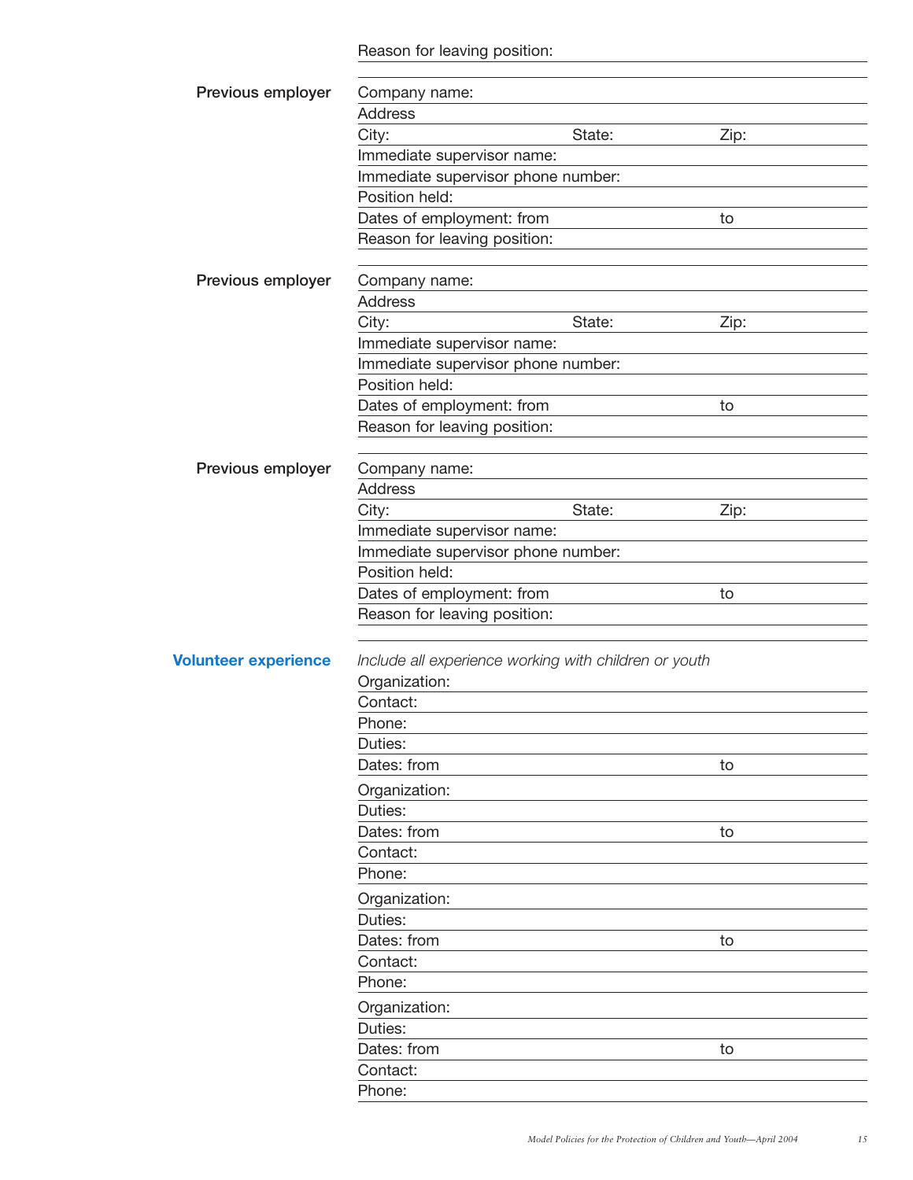Reason for leaving position:

**Previous employer**

Company name:

Address

City: State: Zip:

Immediate supervisor name:

Immediate supervisor phone number:

Position held:

Dates of employment: from to

Reason for leaving position:

**Previous employer**

Company name:

Address

City: State: Zip:

Immediate supervisor name:

Immediate supervisor phone number:

Position held:

Dates of employment: from to

Reason for leaving position:

**Previous employer**

Company name:

Address

City: State: Zip:

Immediate supervisor name:

Immediate supervisor phone number:

Position held:

Dates of employment: from to

Reason for leaving position:

## Volunteer experience

*Include all experience working with children or youth*

Organization:

Contact:

Phone:

Duties:

Dates: from to

Organization:

Duties:

Dates: from to

Contact:

Phone:

Organization:

Duties:

Dates: from to

Contact:

Phone:

Organization:

Duties:

Dates: from to

Contact:

Phone: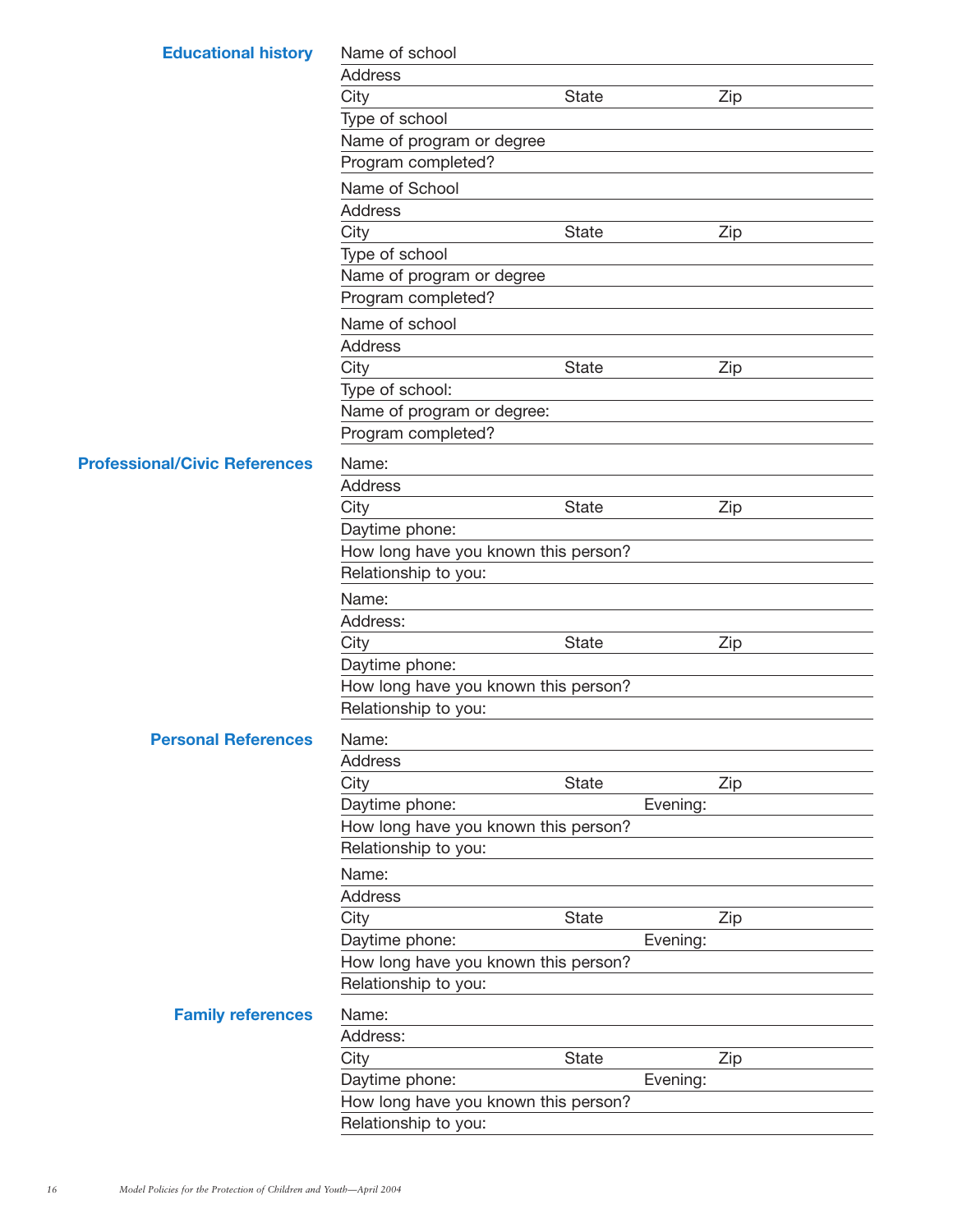## Educational history

Name of school

Address

City State Zip

Type of school

Name of program or degree

Program completed?

Name of School

Address

City State Zip

Type of school

Name of program or degree

Program completed?

Name of school

Address

City State Zip

Type of school:

Name of program or degree:

Program completed?

## Professional/Civic References

Name:

Address

City State Zip

Daytime phone:

How long have you known this person?

Relationship to you:

Name:

Address:

City State Zip

Daytime phone:

How long have you known this person?

Relationship to you:

## Personal References

Name:

Address

City State Zip

Daytime phone: Evening:

How long have you known this person?

Relationship to you:

Name:

Address

City State Zip

Daytime phone: Evening:

How long have you known this person?

Relationship to you:

## Family references

Name:

Address:

City State Zip

Daytime phone: Evening:

How long have you known this person?

Relationship to you: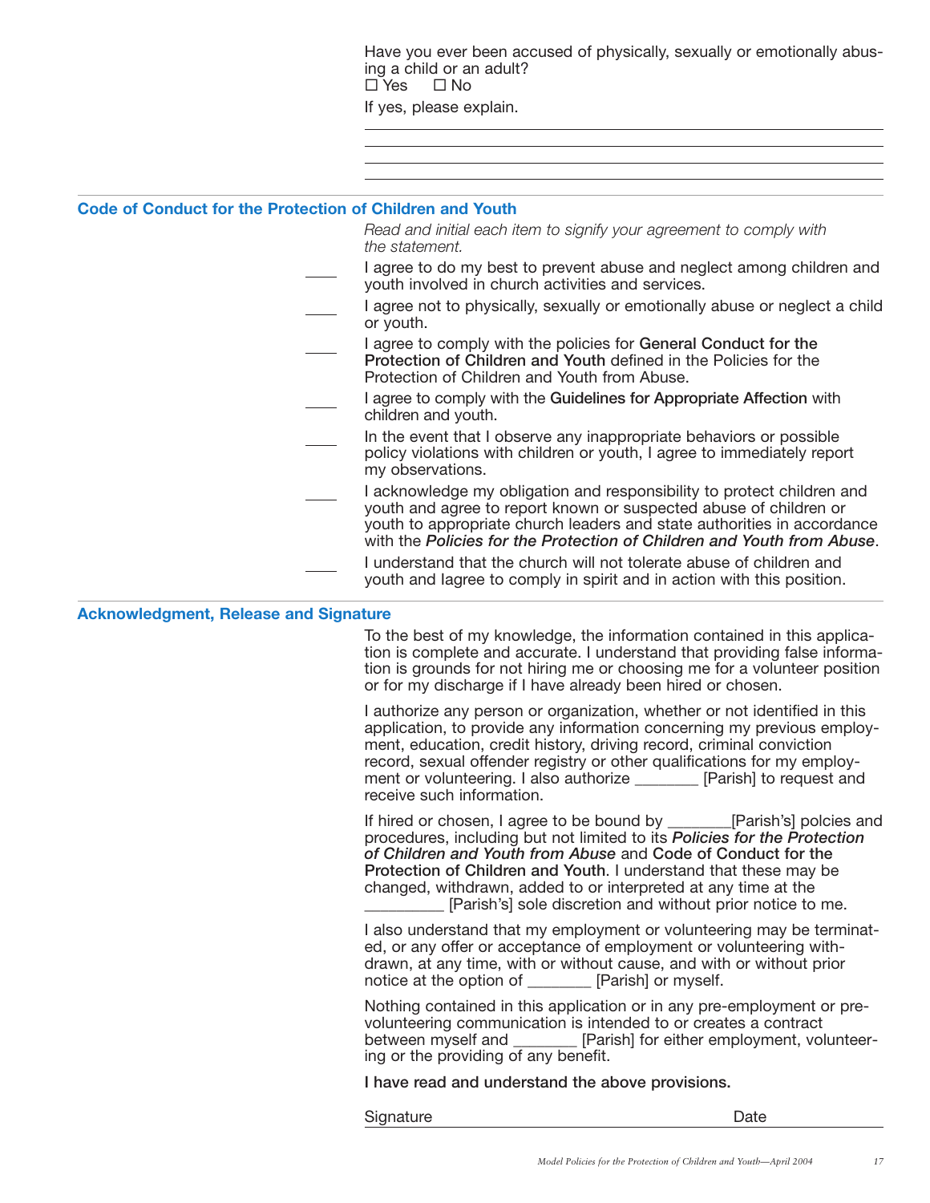Have you ever been accused of physically, sexually or emotionally abusing a child or an adult?

☐ Yes ☐ No

If yes, please explain.

______________________________________________

______________________________________________

______________________________________________

______________________________________________

## Code of Conduct for the Protection of Children and Youth

*Read and initial each item to signify your agreement to comply with the statement.*

____ I agree to do my best to prevent abuse and neglect among children and youth involved in church activities and services.

____ I agree not to physically, sexually or emotionally abuse or neglect a child or youth.

____ I agree to comply with the policies for **General Conduct for the Protection of Children and Youth** defined in the Policies for the Protection of Children and Youth from Abuse.

____ I agree to comply with the **Guidelines for Appropriate Affection** with children and youth.

____ In the event that I observe any inappropriate behaviors or possible policy violations with children or youth, I agree to immediately report my observations.

____ I acknowledge my obligation and responsibility to protect children and youth and agree to report known or suspected abuse of children or youth to appropriate church leaders and state authorities in accordance with the ***Policies for the Protection of Children and Youth from Abuse***.

____ I understand that the church will not tolerate abuse of children and youth and Iagree to comply in spirit and in action with this position.

## Acknowledgment, Release and Signature

To the best of my knowledge, the information contained in this application is complete and accurate. I understand that providing false information is grounds for not hiring me or choosing me for a volunteer position or for my discharge if I have already been hired or chosen.

I authorize any person or organization, whether or not identified in this application, to provide any information concerning my previous employment, education, credit history, driving record, criminal conviction record, sexual offender registry or other qualifications for my employment or volunteering. I also authorize ________ [Parish] to request and receive such information.

If hired or chosen, I agree to be bound by ________[Parish's] polcies and procedures, including but not limited to its ***Policies for the Protection of Children and Youth from Abuse*** and **Code of Conduct for the Protection of Children and Youth**. I understand that these may be changed, withdrawn, added to or interpreted at any time at the __________ [Parish's] sole discretion and without prior notice to me.

I also understand that my employment or volunteering may be terminated, or any offer or acceptance of employment or volunteering withdrawn, at any time, with or without cause, and with or without prior notice at the option of ________ [Parish] or myself.

Nothing contained in this application or in any pre-employment or pre-volunteering communication is intended to or creates a contract between myself and ________ [Parish] for either employment, volunteering or the providing of any benefit.

**I have read and understand the above provisions.**

Signature ______________________________ Date __________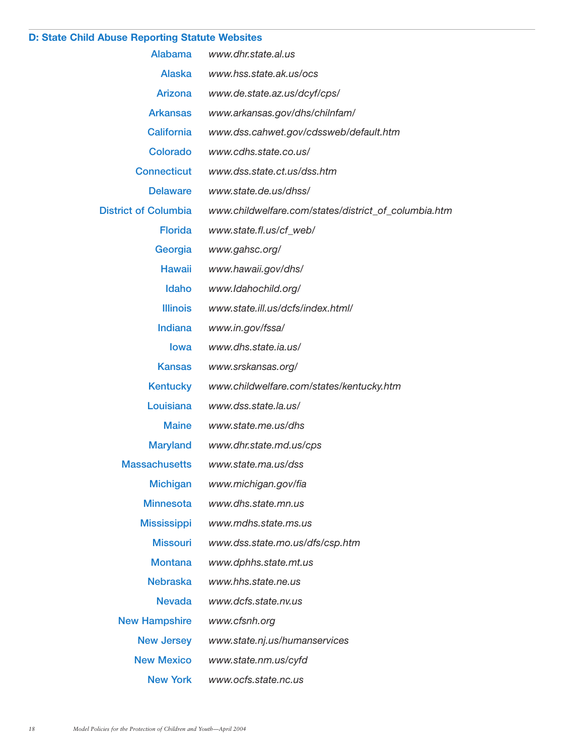## D: State Child Abuse Reporting Statute Websites

| | |
|---|---|
| Alabama | *www.dhr.state.al.us* |
| Alaska | *www.hss.state.ak.us/ocs* |
| Arizona | *www.de.state.az.us/dcyf/cps/* |
| Arkansas | *www.arkansas.gov/dhs/chilnfam/* |
| California | *www.dss.cahwet.gov/cdssweb/default.htm* |
| Colorado | *www.cdhs.state.co.us/* |
| Connecticut | *www.dss.state.ct.us/dss.htm* |
| Delaware | *www.state.de.us/dhss/* |
| District of Columbia | *www.childwelfare.com/states/district_of_columbia.htm* |
| Florida | *www.state.fl.us/cf_web/* |
| Georgia | *www.gahsc.org/* |
| Hawaii | *www.hawaii.gov/dhs/* |
| Idaho | *www.Idahochild.org/* |
| Illinois | *www.state.ill.us/dcfs/index.html/* |
| Indiana | *www.in.gov/fssa/* |
| Iowa | *www.dhs.state.ia.us/* |
| Kansas | *www.srskansas.org/* |
| Kentucky | *www.childwelfare.com/states/kentucky.htm* |
| Louisiana | *www.dss.state.la.us/* |
| Maine | *www.state.me.us/dhs* |
| Maryland | *www.dhr.state.md.us/cps* |
| Massachusetts | *www.state.ma.us/dss* |
| Michigan | *www.michigan.gov/fia* |
| Minnesota | *www.dhs.state.mn.us* |
| Mississippi | *www.mdhs.state.ms.us* |
| Missouri | *www.dss.state.mo.us/dfs/csp.htm* |
| Montana | *www.dphhs.state.mt.us* |
| Nebraska | *www.hhs.state.ne.us* |
| Nevada | *www.dcfs.state.nv.us* |
| New Hampshire | *www.cfsnh.org* |
| New Jersey | *www.state.nj.us/humanservices* |
| New Mexico | *www.state.nm.us/cyfd* |
| New York | *www.ocfs.state.nc.us* |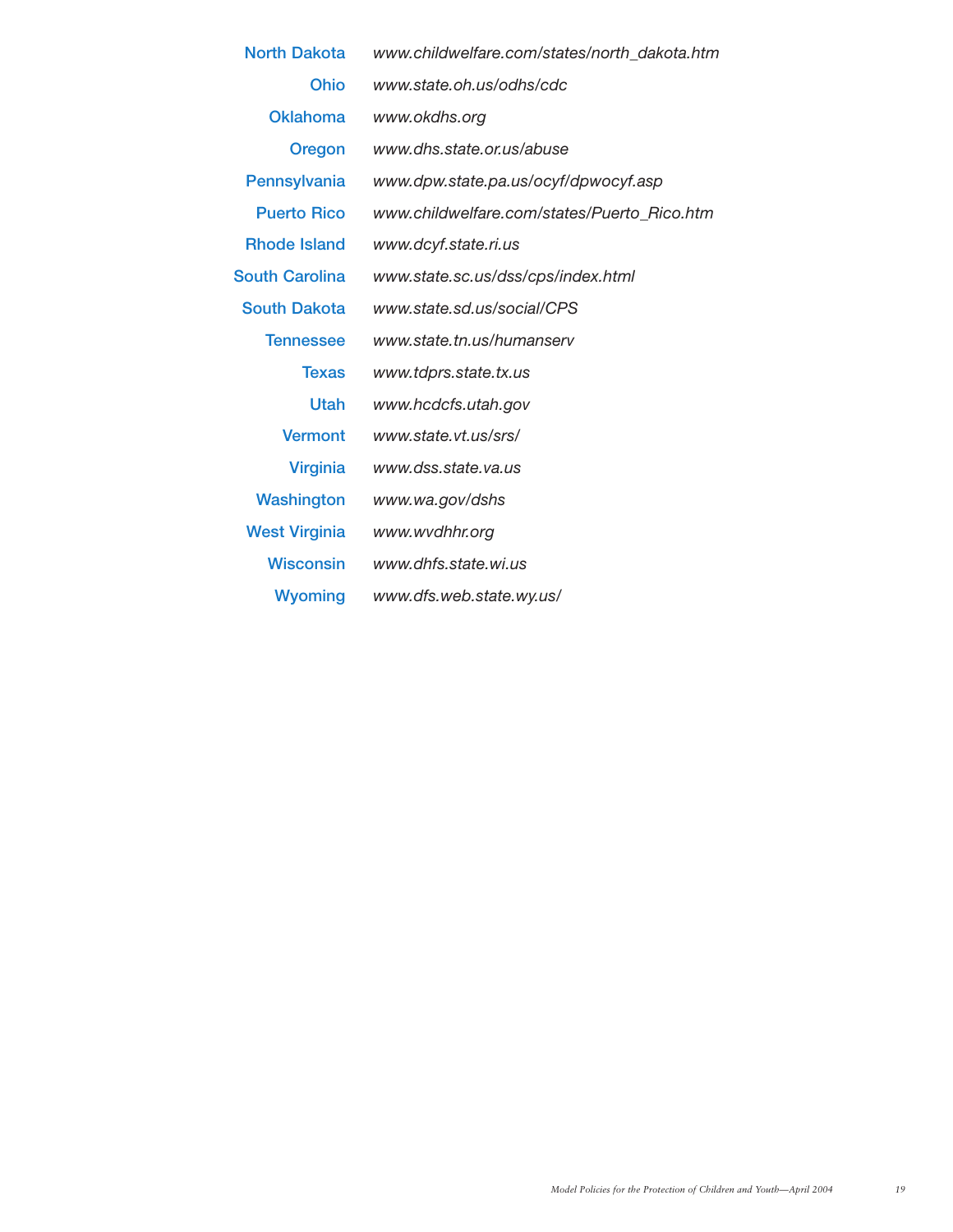| | |
|---|---|
| **North Dakota** | *www.childwelfare.com/states/north_dakota.htm* |
| **Ohio** | *www.state.oh.us/odhs/cdc* |
| **Oklahoma** | *www.okdhs.org* |
| **Oregon** | *www.dhs.state.or.us/abuse* |
| **Pennsylvania** | *www.dpw.state.pa.us/ocyf/dpwocyf.asp* |
| **Puerto Rico** | *www.childwelfare.com/states/Puerto_Rico.htm* |
| **Rhode Island** | *www.dcyf.state.ri.us* |
| **South Carolina** | *www.state.sc.us/dss/cps/index.html* |
| **South Dakota** | *www.state.sd.us/social/CPS* |
| **Tennessee** | *www.state.tn.us/humanserv* |
| **Texas** | *www.tdprs.state.tx.us* |
| **Utah** | *www.hcdcfs.utah.gov* |
| **Vermont** | *www.state.vt.us/srs/* |
| **Virginia** | *www.dss.state.va.us* |
| **Washington** | *www.wa.gov/dshs* |
| **West Virginia** | *www.wvdhhr.org* |
| **Wisconsin** | *www.dhfs.state.wi.us* |
| **Wyoming** | *www.dfs.web.state.wy.us/* |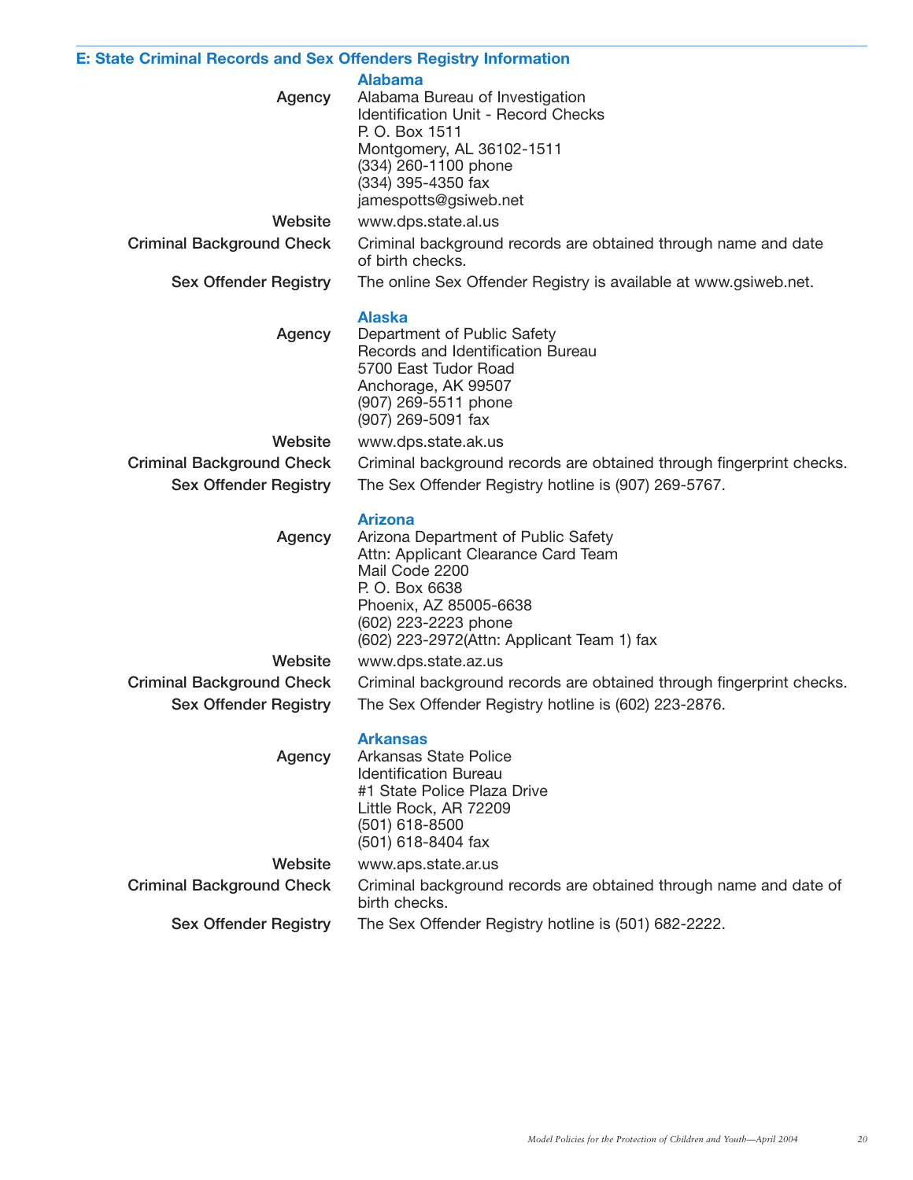## E: State Criminal Records and Sex Offenders Registry Information

### Alabama

**Agency**
Alabama Bureau of Investigation
Identification Unit - Record Checks
P. O. Box 1511
Montgomery, AL 36102-1511
(334) 260-1100 phone
(334) 395-4350 fax
jamespotts@gsiweb.net

**Website**
www.dps.state.al.us

**Criminal Background Check**
Criminal background records are obtained through name and date of birth checks.

**Sex Offender Registry**
The online Sex Offender Registry is available at www.gsiweb.net.

### Alaska

**Agency**
Department of Public Safety
Records and Identification Bureau
5700 East Tudor Road
Anchorage, AK 99507
(907) 269-5511 phone
(907) 269-5091 fax

**Website**
www.dps.state.ak.us

**Criminal Background Check**
Criminal background records are obtained through fingerprint checks.

**Sex Offender Registry**
The Sex Offender Registry hotline is (907) 269-5767.

### Arizona

**Agency**
Arizona Department of Public Safety
Attn: Applicant Clearance Card Team
Mail Code 2200
P. O. Box 6638
Phoenix, AZ 85005-6638
(602) 223-2223 phone
(602) 223-2972(Attn: Applicant Team 1) fax

**Website**
www.dps.state.az.us

**Criminal Background Check**
Criminal background records are obtained through fingerprint checks.

**Sex Offender Registry**
The Sex Offender Registry hotline is (602) 223-2876.

### Arkansas

**Agency**
Arkansas State Police
Identification Bureau
#1 State Police Plaza Drive
Little Rock, AR 72209
(501) 618-8500
(501) 618-8404 fax

**Website**
www.aps.state.ar.us

**Criminal Background Check**
Criminal background records are obtained through name and date of birth checks.

**Sex Offender Registry**
The Sex Offender Registry hotline is (501) 682-2222.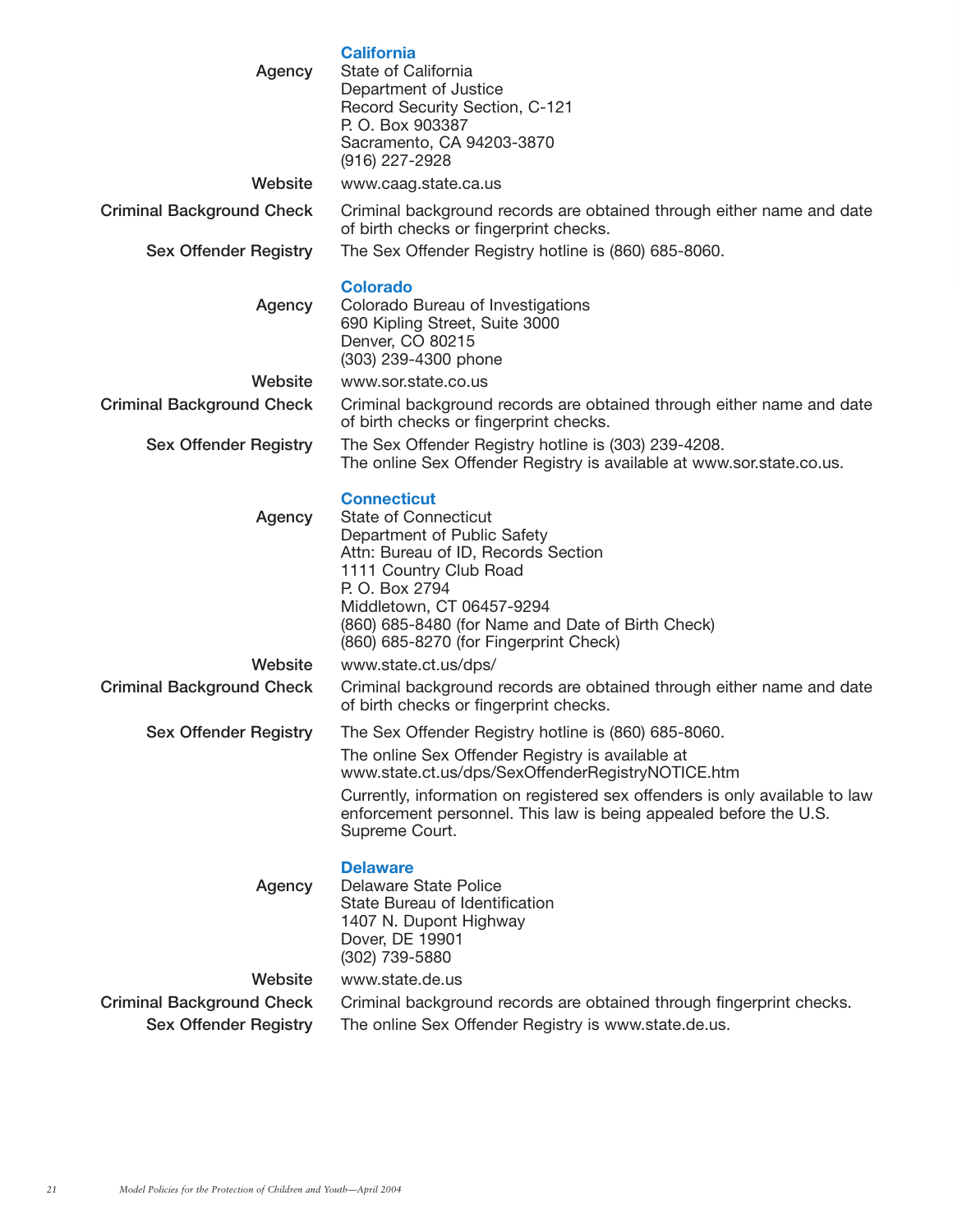## California

**Agency**
State of California
Department of Justice
Record Security Section, C-121
P. O. Box 903387
Sacramento, CA 94203-3870
(916) 227-2928

**Website**
www.caag.state.ca.us

**Criminal Background Check**
Criminal background records are obtained through either name and date of birth checks or fingerprint checks.

**Sex Offender Registry**
The Sex Offender Registry hotline is (860) 685-8060.

## Colorado

**Agency**
Colorado Bureau of Investigations
690 Kipling Street, Suite 3000
Denver, CO 80215
(303) 239-4300 phone

**Website**
www.sor.state.co.us

**Criminal Background Check**
Criminal background records are obtained through either name and date of birth checks or fingerprint checks.

**Sex Offender Registry**
The Sex Offender Registry hotline is (303) 239-4208.
The online Sex Offender Registry is available at www.sor.state.co.us.

## Connecticut

**Agency**
State of Connecticut
Department of Public Safety
Attn: Bureau of ID, Records Section
1111 Country Club Road
P. O. Box 2794
Middletown, CT 06457-9294
(860) 685-8480 (for Name and Date of Birth Check)
(860) 685-8270 (for Fingerprint Check)

**Website**
www.state.ct.us/dps/

**Criminal Background Check**
Criminal background records are obtained through either name and date of birth checks or fingerprint checks.

**Sex Offender Registry**
The Sex Offender Registry hotline is (860) 685-8060.

The online Sex Offender Registry is available at www.state.ct.us/dps/SexOffenderRegistryNOTICE.htm

Currently, information on registered sex offenders is only available to law enforcement personnel. This law is being appealed before the U.S. Supreme Court.

## Delaware

**Agency**
Delaware State Police
State Bureau of Identification
1407 N. Dupont Highway
Dover, DE 19901
(302) 739-5880

**Website**
www.state.de.us

**Criminal Background Check**
Criminal background records are obtained through fingerprint checks.

**Sex Offender Registry**
The online Sex Offender Registry is www.state.de.us.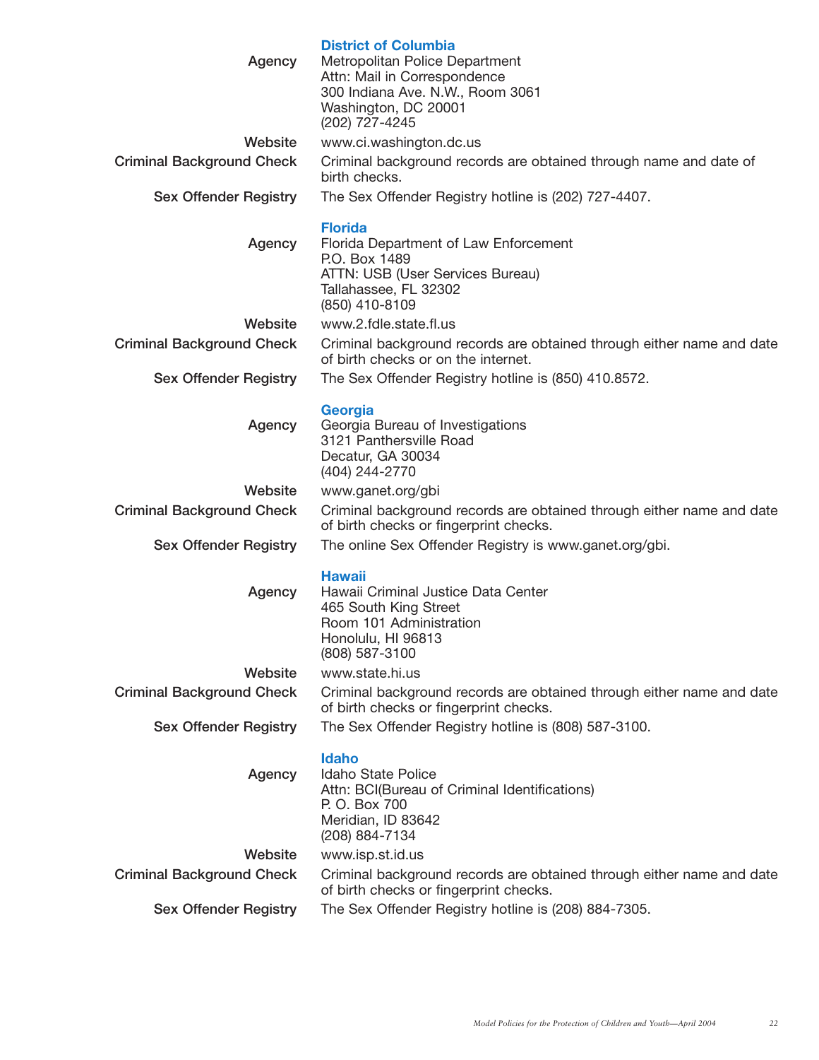### District of Columbia

| | |
|---|---|
| **Agency** | Metropolitan Police Department<br>Attn: Mail in Correspondence<br>300 Indiana Ave. N.W., Room 3061<br>Washington, DC 20001<br>(202) 727-4245 |
| **Website** | www.ci.washington.dc.us |
| **Criminal Background Check** | Criminal background records are obtained through name and date of birth checks. |
| **Sex Offender Registry** | The Sex Offender Registry hotline is (202) 727-4407. |

### Florida

| | |
|---|---|
| **Agency** | Florida Department of Law Enforcement<br>P.O. Box 1489<br>ATTN: USB (User Services Bureau)<br>Tallahassee, FL 32302<br>(850) 410-8109 |
| **Website** | www.2.fdle.state.fl.us |
| **Criminal Background Check** | Criminal background records are obtained through either name and date of birth checks or on the internet. |
| **Sex Offender Registry** | The Sex Offender Registry hotline is (850) 410.8572. |

### Georgia

| | |
|---|---|
| **Agency** | Georgia Bureau of Investigations<br>3121 Panthersville Road<br>Decatur, GA 30034<br>(404) 244-2770 |
| **Website** | www.ganet.org/gbi |
| **Criminal Background Check** | Criminal background records are obtained through either name and date of birth checks or fingerprint checks. |
| **Sex Offender Registry** | The online Sex Offender Registry is www.ganet.org/gbi. |

### Hawaii

| | |
|---|---|
| **Agency** | Hawaii Criminal Justice Data Center<br>465 South King Street<br>Room 101 Administration<br>Honolulu, HI 96813<br>(808) 587-3100 |
| **Website** | www.state.hi.us |
| **Criminal Background Check** | Criminal background records are obtained through either name and date of birth checks or fingerprint checks. |
| **Sex Offender Registry** | The Sex Offender Registry hotline is (808) 587-3100. |

### Idaho

| | |
|---|---|
| **Agency** | Idaho State Police<br>Attn: BCI(Bureau of Criminal Identifications)<br>P. O. Box 700<br>Meridian, ID 83642<br>(208) 884-7134 |
| **Website** | www.isp.st.id.us |
| **Criminal Background Check** | Criminal background records are obtained through either name and date of birth checks or fingerprint checks. |
| **Sex Offender Registry** | The Sex Offender Registry hotline is (208) 884-7305. |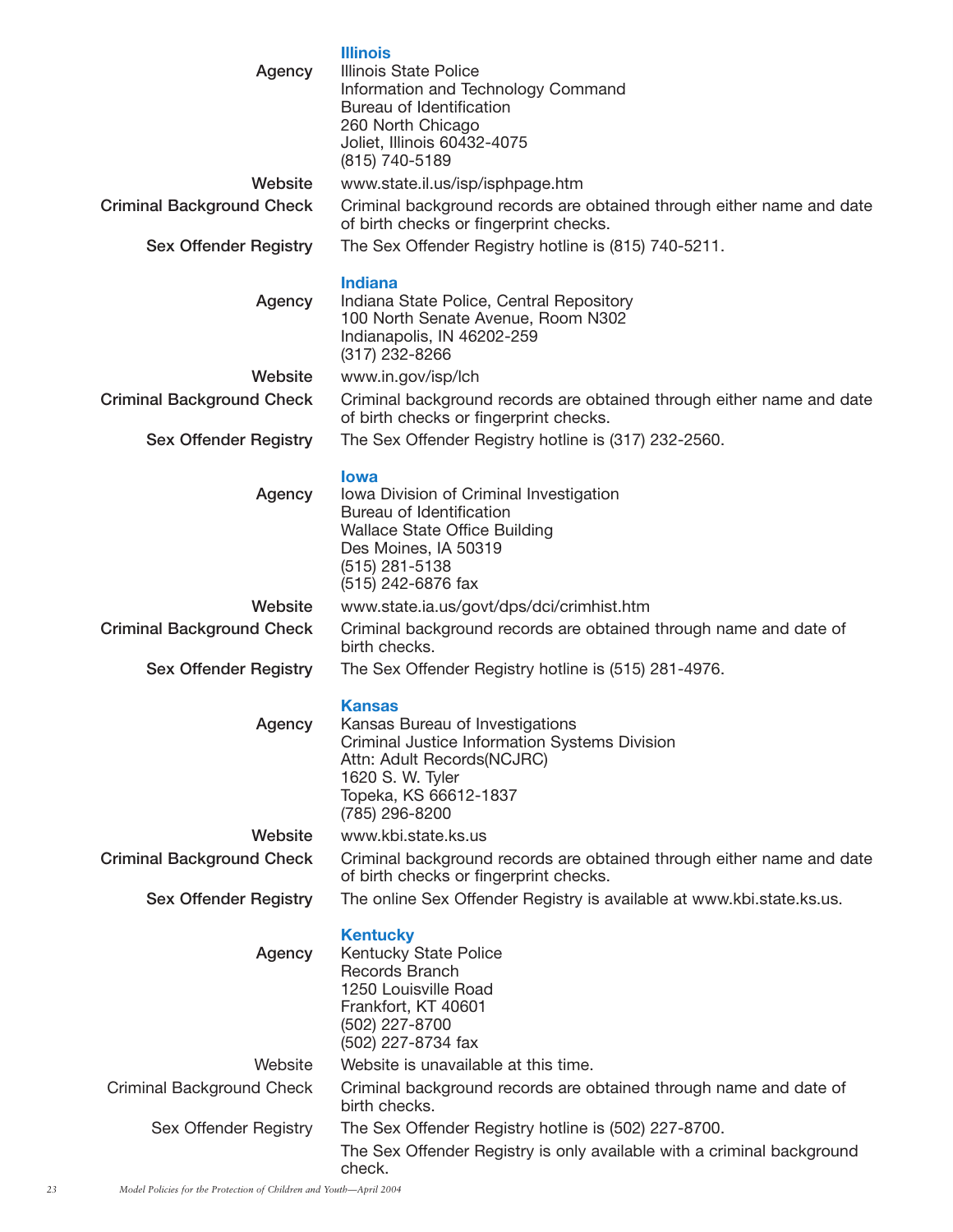### Illinois

**Agency**
Illinois State Police
Information and Technology Command
Bureau of Identification
260 North Chicago
Joliet, Illinois 60432-4075
(815) 740-5189

**Website**
www.state.il.us/isp/isphpage.htm

**Criminal Background Check**
Criminal background records are obtained through either name and date of birth checks or fingerprint checks.

**Sex Offender Registry**
The Sex Offender Registry hotline is (815) 740-5211.

### Indiana

**Agency**
Indiana State Police, Central Repository
100 North Senate Avenue, Room N302
Indianapolis, IN 46202-259
(317) 232-8266

**Website**
www.in.gov/isp/lch

**Criminal Background Check**
Criminal background records are obtained through either name and date of birth checks or fingerprint checks.

**Sex Offender Registry**
The Sex Offender Registry hotline is (317) 232-2560.

### Iowa

**Agency**
Iowa Division of Criminal Investigation
Bureau of Identification
Wallace State Office Building
Des Moines, IA 50319
(515) 281-5138
(515) 242-6876 fax

**Website**
www.state.ia.us/govt/dps/dci/crimhist.htm

**Criminal Background Check**
Criminal background records are obtained through name and date of birth checks.

**Sex Offender Registry**
The Sex Offender Registry hotline is (515) 281-4976.

### Kansas

**Agency**
Kansas Bureau of Investigations
Criminal Justice Information Systems Division
Attn: Adult Records(NCJRC)
1620 S. W. Tyler
Topeka, KS 66612-1837
(785) 296-8200

**Website**
www.kbi.state.ks.us

**Criminal Background Check**
Criminal background records are obtained through either name and date of birth checks or fingerprint checks.

**Sex Offender Registry**
The online Sex Offender Registry is available at www.kbi.state.ks.us.

### Kentucky

Agency
Kentucky State Police
Records Branch
1250 Louisville Road
Frankfort, KT 40601
(502) 227-8700
(502) 227-8734 fax

Website
Website is unavailable at this time.

Criminal Background Check
Criminal background records are obtained through name and date of birth checks.

Sex Offender Registry
The Sex Offender Registry hotline is (502) 227-8700.

The Sex Offender Registry is only available with a criminal background check.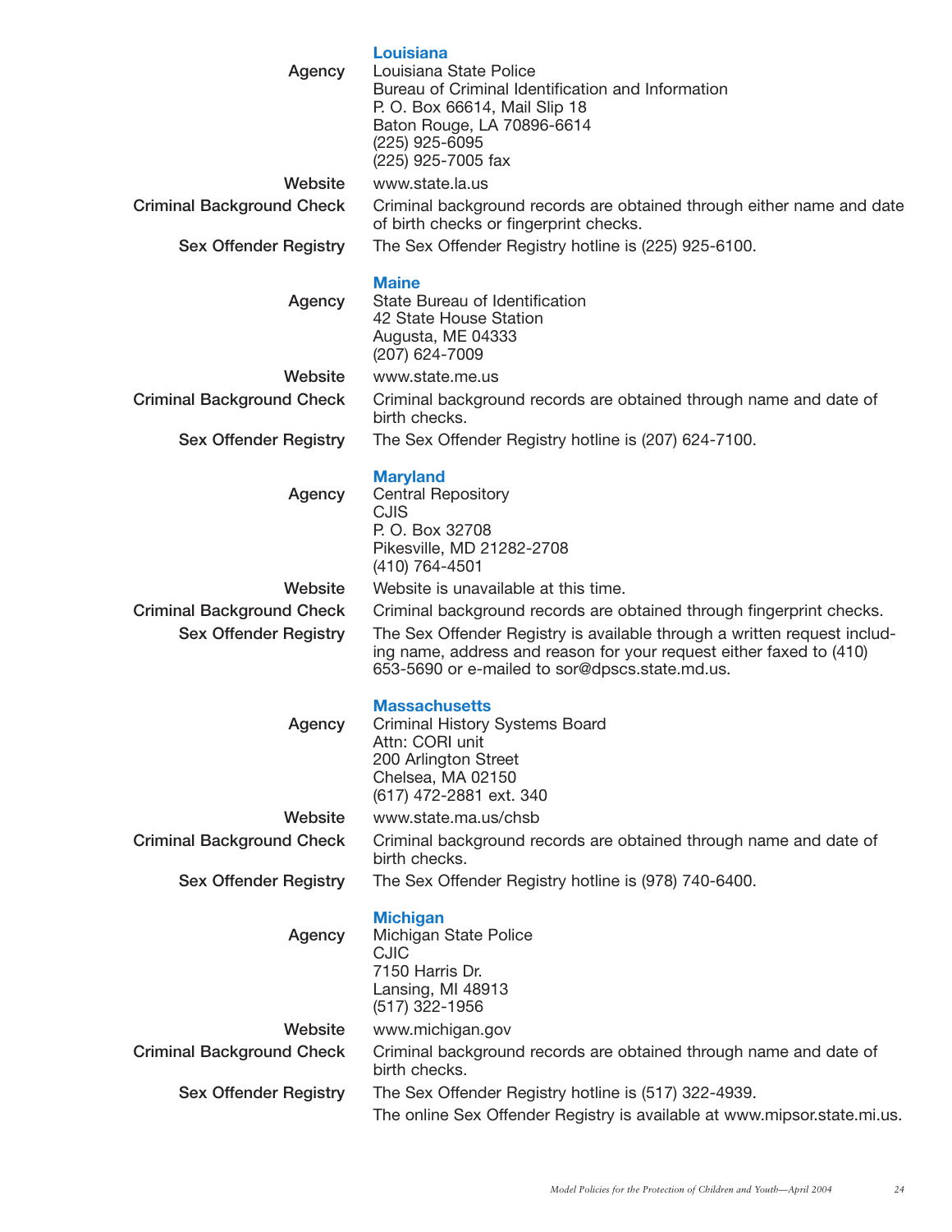### Louisiana

**Agency**
Louisiana State Police
Bureau of Criminal Identification and Information
P. O. Box 66614, Mail Slip 18
Baton Rouge, LA 70896-6614
(225) 925-6095
(225) 925-7005 fax

**Website**
www.state.la.us

**Criminal Background Check**
Criminal background records are obtained through either name and date of birth checks or fingerprint checks.

**Sex Offender Registry**
The Sex Offender Registry hotline is (225) 925-6100.

### Maine

**Agency**
State Bureau of Identification
42 State House Station
Augusta, ME 04333
(207) 624-7009

**Website**
www.state.me.us

**Criminal Background Check**
Criminal background records are obtained through name and date of birth checks.

**Sex Offender Registry**
The Sex Offender Registry hotline is (207) 624-7100.

### Maryland

**Agency**
Central Repository
CJIS
P. O. Box 32708
Pikesville, MD 21282-2708
(410) 764-4501

**Website**
Website is unavailable at this time.

**Criminal Background Check**
Criminal background records are obtained through fingerprint checks.

**Sex Offender Registry**
The Sex Offender Registry is available through a written request including name, address and reason for your request either faxed to (410) 653-5690 or e-mailed to sor@dpscs.state.md.us.

### Massachusetts

**Agency**
Criminal History Systems Board
Attn: CORI unit
200 Arlington Street
Chelsea, MA 02150
(617) 472-2881 ext. 340

**Website**
www.state.ma.us/chsb

**Criminal Background Check**
Criminal background records are obtained through name and date of birth checks.

**Sex Offender Registry**
The Sex Offender Registry hotline is (978) 740-6400.

### Michigan

**Agency**
Michigan State Police
CJIC
7150 Harris Dr.
Lansing, MI 48913
(517) 322-1956

**Website**
www.michigan.gov

**Criminal Background Check**
Criminal background records are obtained through name and date of birth checks.

**Sex Offender Registry**
The Sex Offender Registry hotline is (517) 322-4939.
The online Sex Offender Registry is available at www.mipsor.state.mi.us.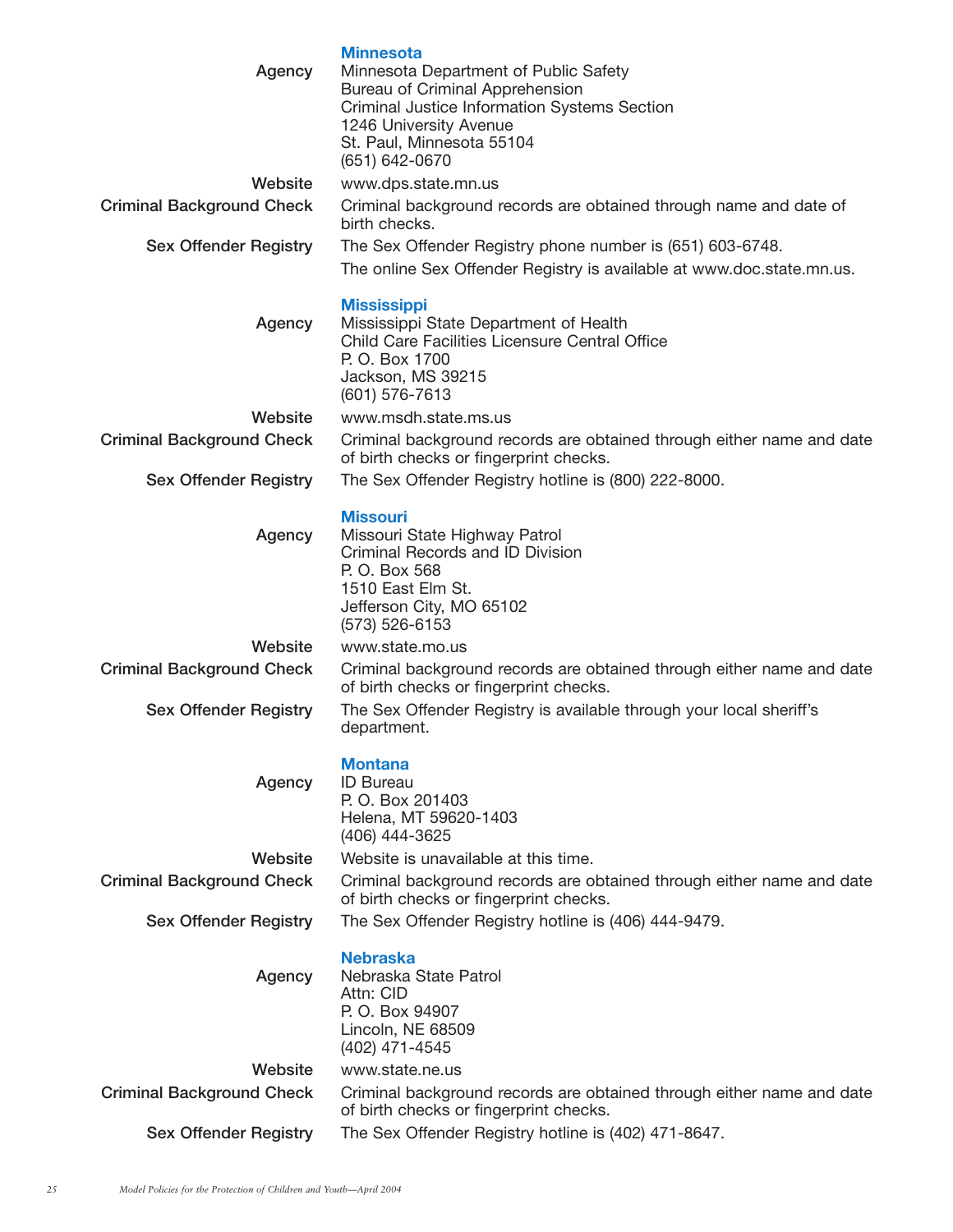## Minnesota

**Agency**
Minnesota Department of Public Safety
Bureau of Criminal Apprehension
Criminal Justice Information Systems Section
1246 University Avenue
St. Paul, Minnesota 55104
(651) 642-0670

**Website**
www.dps.state.mn.us

**Criminal Background Check**
Criminal background records are obtained through name and date of birth checks.

**Sex Offender Registry**
The Sex Offender Registry phone number is (651) 603-6748.

The online Sex Offender Registry is available at www.doc.state.mn.us.

## Mississippi

**Agency**
Mississippi State Department of Health
Child Care Facilities Licensure Central Office
P. O. Box 1700
Jackson, MS 39215
(601) 576-7613

**Website**
www.msdh.state.ms.us

**Criminal Background Check**
Criminal background records are obtained through either name and date of birth checks or fingerprint checks.

**Sex Offender Registry**
The Sex Offender Registry hotline is (800) 222-8000.

## Missouri

**Agency**
Missouri State Highway Patrol
Criminal Records and ID Division
P. O. Box 568
1510 East Elm St.
Jefferson City, MO 65102
(573) 526-6153

**Website**
www.state.mo.us

**Criminal Background Check**
Criminal background records are obtained through either name and date of birth checks or fingerprint checks.

**Sex Offender Registry**
The Sex Offender Registry is available through your local sheriff's department.

## Montana

**Agency**
ID Bureau
P. O. Box 201403
Helena, MT 59620-1403
(406) 444-3625

**Website**
Website is unavailable at this time.

**Criminal Background Check**
Criminal background records are obtained through either name and date of birth checks or fingerprint checks.

**Sex Offender Registry**
The Sex Offender Registry hotline is (406) 444-9479.

## Nebraska

**Agency**
Nebraska State Patrol
Attn: CID
P. O. Box 94907
Lincoln, NE 68509
(402) 471-4545

**Website**
www.state.ne.us

**Criminal Background Check**
Criminal background records are obtained through either name and date of birth checks or fingerprint checks.

**Sex Offender Registry**
The Sex Offender Registry hotline is (402) 471-8647.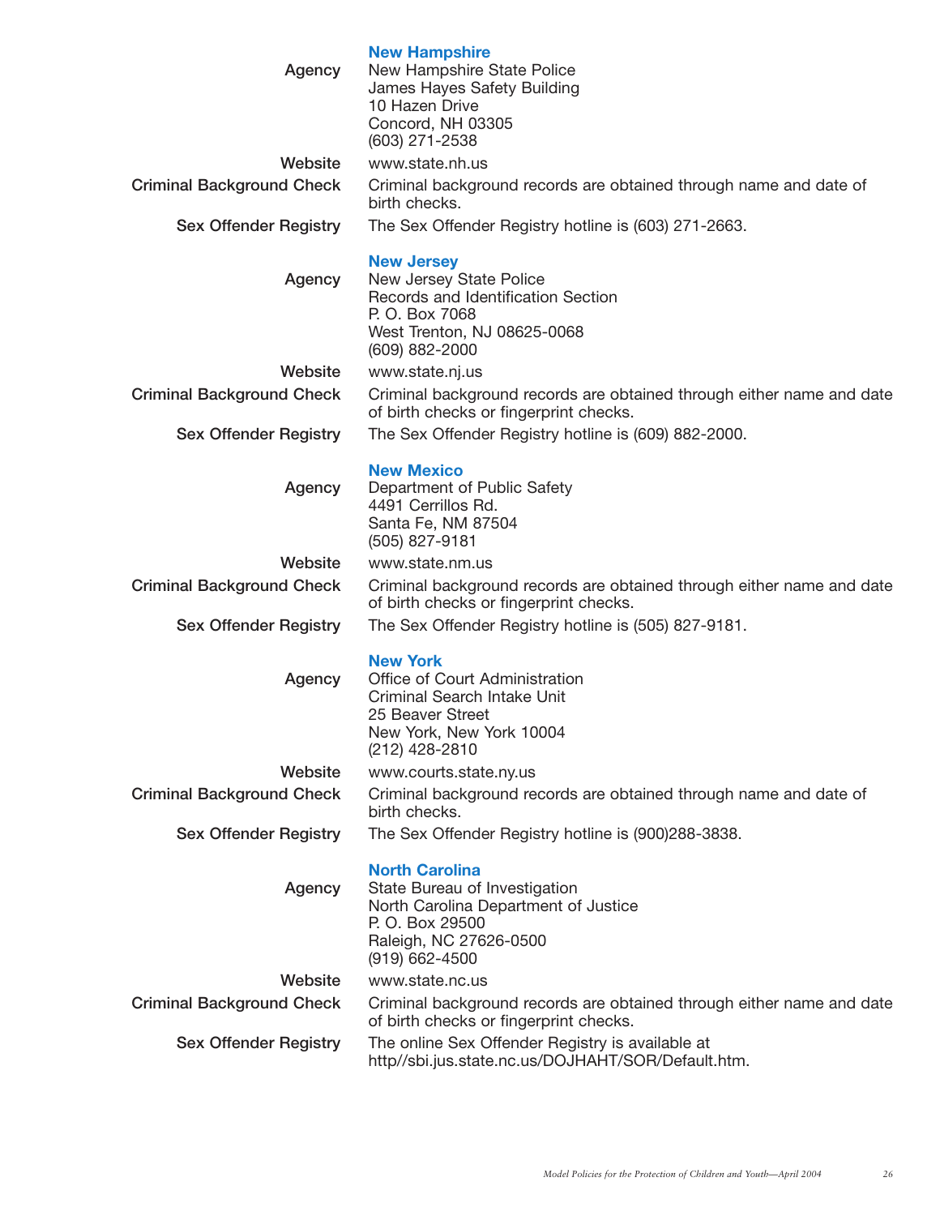### New Hampshire

**Agency**
New Hampshire State Police
James Hayes Safety Building
10 Hazen Drive
Concord, NH 03305
(603) 271-2538

**Website**
www.state.nh.us

**Criminal Background Check**
Criminal background records are obtained through name and date of birth checks.

**Sex Offender Registry**
The Sex Offender Registry hotline is (603) 271-2663.

### New Jersey

**Agency**
New Jersey State Police
Records and Identification Section
P. O. Box 7068
West Trenton, NJ 08625-0068
(609) 882-2000

**Website**
www.state.nj.us

**Criminal Background Check**
Criminal background records are obtained through either name and date of birth checks or fingerprint checks.

**Sex Offender Registry**
The Sex Offender Registry hotline is (609) 882-2000.

### New Mexico

**Agency**
Department of Public Safety
4491 Cerrillos Rd.
Santa Fe, NM 87504
(505) 827-9181

**Website**
www.state.nm.us

**Criminal Background Check**
Criminal background records are obtained through either name and date of birth checks or fingerprint checks.

**Sex Offender Registry**
The Sex Offender Registry hotline is (505) 827-9181.

### New York

**Agency**
Office of Court Administration
Criminal Search Intake Unit
25 Beaver Street
New York, New York 10004
(212) 428-2810

**Website**
www.courts.state.ny.us

**Criminal Background Check**
Criminal background records are obtained through name and date of birth checks.

**Sex Offender Registry**
The Sex Offender Registry hotline is (900)288-3838.

### North Carolina

**Agency**
State Bureau of Investigation
North Carolina Department of Justice
P. O. Box 29500
Raleigh, NC 27626-0500
(919) 662-4500

**Website**
www.state.nc.us

**Criminal Background Check**
Criminal background records are obtained through either name and date of birth checks or fingerprint checks.

**Sex Offender Registry**
The online Sex Offender Registry is available at http//sbi.jus.state.nc.us/DOJHAHT/SOR/Default.htm.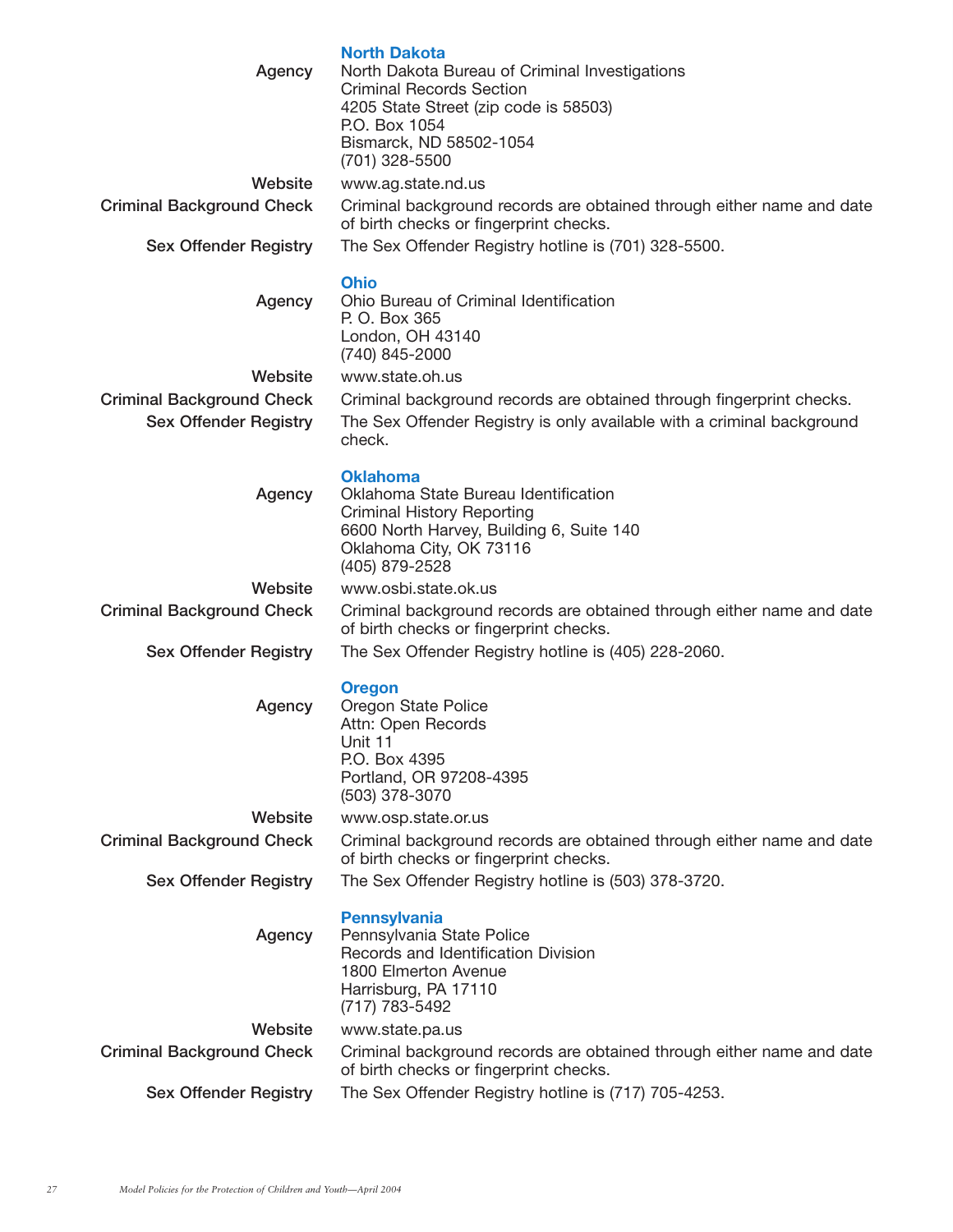## North Dakota

**Agency**
North Dakota Bureau of Criminal Investigations
Criminal Records Section
4205 State Street (zip code is 58503)
P.O. Box 1054
Bismarck, ND 58502-1054
(701) 328-5500

**Website**
www.ag.state.nd.us

**Criminal Background Check**
Criminal background records are obtained through either name and date of birth checks or fingerprint checks.

**Sex Offender Registry**
The Sex Offender Registry hotline is (701) 328-5500.

## Ohio

**Agency**
Ohio Bureau of Criminal Identification
P. O. Box 365
London, OH 43140
(740) 845-2000

**Website**
www.state.oh.us

**Criminal Background Check**
Criminal background records are obtained through fingerprint checks.

**Sex Offender Registry**
The Sex Offender Registry is only available with a criminal background check.

## Oklahoma

**Agency**
Oklahoma State Bureau Identification
Criminal History Reporting
6600 North Harvey, Building 6, Suite 140
Oklahoma City, OK 73116
(405) 879-2528

**Website**
www.osbi.state.ok.us

**Criminal Background Check**
Criminal background records are obtained through either name and date of birth checks or fingerprint checks.

**Sex Offender Registry**
The Sex Offender Registry hotline is (405) 228-2060.

## Oregon

**Agency**
Oregon State Police
Attn: Open Records
Unit 11
P.O. Box 4395
Portland, OR 97208-4395
(503) 378-3070

**Website**
www.osp.state.or.us

**Criminal Background Check**
Criminal background records are obtained through either name and date of birth checks or fingerprint checks.

**Sex Offender Registry**
The Sex Offender Registry hotline is (503) 378-3720.

## Pennsylvania

**Agency**
Pennsylvania State Police
Records and Identification Division
1800 Elmerton Avenue
Harrisburg, PA 17110
(717) 783-5492

**Website**
www.state.pa.us

**Criminal Background Check**
Criminal background records are obtained through either name and date of birth checks or fingerprint checks.

**Sex Offender Registry**
The Sex Offender Registry hotline is (717) 705-4253.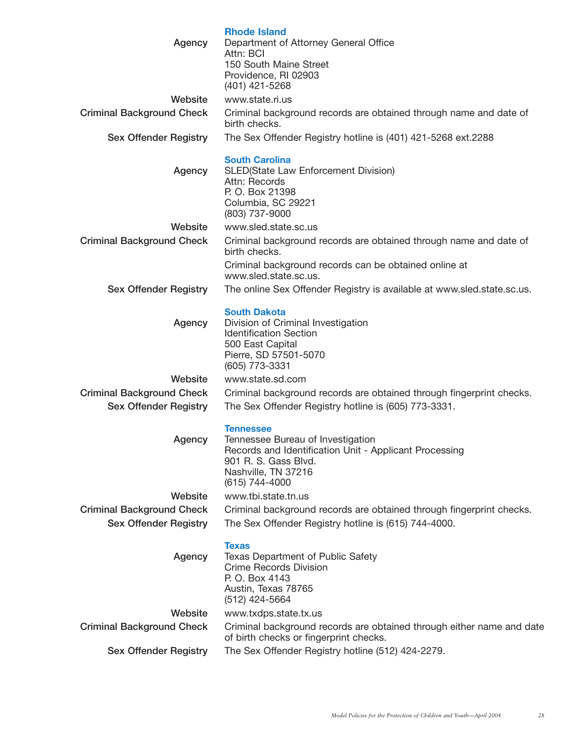## Rhode Island

| | |
|---|---|
| Agency | Department of Attorney General Office<br>Attn: BCI<br>150 South Maine Street<br>Providence, RI 02903<br>(401) 421-5268 |
| Website | www.state.ri.us |
| Criminal Background Check | Criminal background records are obtained through name and date of birth checks. |
| Sex Offender Registry | The Sex Offender Registry hotline is (401) 421-5268 ext.2288 |

## South Carolina

| | |
|---|---|
| Agency | SLED(State Law Enforcement Division)<br>Attn: Records<br>P. O. Box 21398<br>Columbia, SC 29221<br>(803) 737-9000 |
| Website | www.sled.state.sc.us |
| Criminal Background Check | Criminal background records are obtained through name and date of birth checks.<br>Criminal background records can be obtained online at www.sled.state.sc.us. |
| Sex Offender Registry | The online Sex Offender Registry is available at www.sled.state.sc.us. |

## South Dakota

| | |
|---|---|
| Agency | Division of Criminal Investigation<br>Identification Section<br>500 East Capital<br>Pierre, SD 57501-5070<br>(605) 773-3331 |
| Website | www.state.sd.com |
| Criminal Background Check | Criminal background records are obtained through fingerprint checks. |
| Sex Offender Registry | The Sex Offender Registry hotline is (605) 773-3331. |

## Tennessee

| | |
|---|---|
| Agency | Tennessee Bureau of Investigation<br>Records and Identification Unit - Applicant Processing<br>901 R. S. Gass Blvd.<br>Nashville, TN 37216<br>(615) 744-4000 |
| Website | www.tbi.state.tn.us |
| Criminal Background Check | Criminal background records are obtained through fingerprint checks. |
| Sex Offender Registry | The Sex Offender Registry hotline is (615) 744-4000. |

## Texas

| | |
|---|---|
| Agency | Texas Department of Public Safety<br>Crime Records Division<br>P. O. Box 4143<br>Austin, Texas 78765<br>(512) 424-5664 |
| Website | www.txdps.state.tx.us |
| Criminal Background Check | Criminal background records are obtained through either name and date of birth checks or fingerprint checks. |
| Sex Offender Registry | The Sex Offender Registry hotline (512) 424-2279. |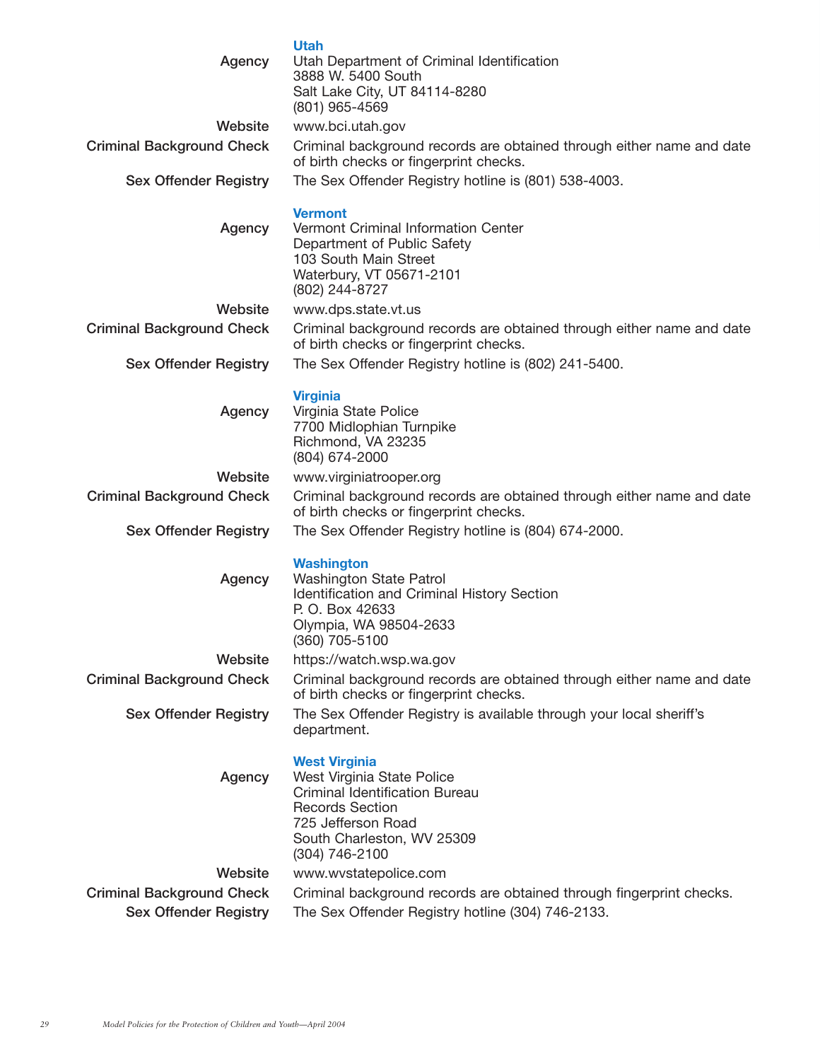### Utah

**Agency**
Utah Department of Criminal Identification
3888 W. 5400 South
Salt Lake City, UT 84114-8280
(801) 965-4569

**Website**
www.bci.utah.gov

**Criminal Background Check**
Criminal background records are obtained through either name and date of birth checks or fingerprint checks.

**Sex Offender Registry**
The Sex Offender Registry hotline is (801) 538-4003.

### Vermont

**Agency**
Vermont Criminal Information Center
Department of Public Safety
103 South Main Street
Waterbury, VT 05671-2101
(802) 244-8727

**Website**
www.dps.state.vt.us

**Criminal Background Check**
Criminal background records are obtained through either name and date of birth checks or fingerprint checks.

**Sex Offender Registry**
The Sex Offender Registry hotline is (802) 241-5400.

### Virginia

**Agency**
Virginia State Police
7700 Midlophian Turnpike
Richmond, VA 23235
(804) 674-2000

**Website**
www.virginiatrooper.org

**Criminal Background Check**
Criminal background records are obtained through either name and date of birth checks or fingerprint checks.

**Sex Offender Registry**
The Sex Offender Registry hotline is (804) 674-2000.

### Washington

**Agency**
Washington State Patrol
Identification and Criminal History Section
P. O. Box 42633
Olympia, WA 98504-2633
(360) 705-5100

**Website**
https://watch.wsp.wa.gov

**Criminal Background Check**
Criminal background records are obtained through either name and date of birth checks or fingerprint checks.

**Sex Offender Registry**
The Sex Offender Registry is available through your local sheriff's department.

### West Virginia

**Agency**
West Virginia State Police
Criminal Identification Bureau
Records Section
725 Jefferson Road
South Charleston, WV 25309
(304) 746-2100

**Website**
www.wvstatepolice.com

**Criminal Background Check**
Criminal background records are obtained through fingerprint checks.

**Sex Offender Registry**
The Sex Offender Registry hotline (304) 746-2133.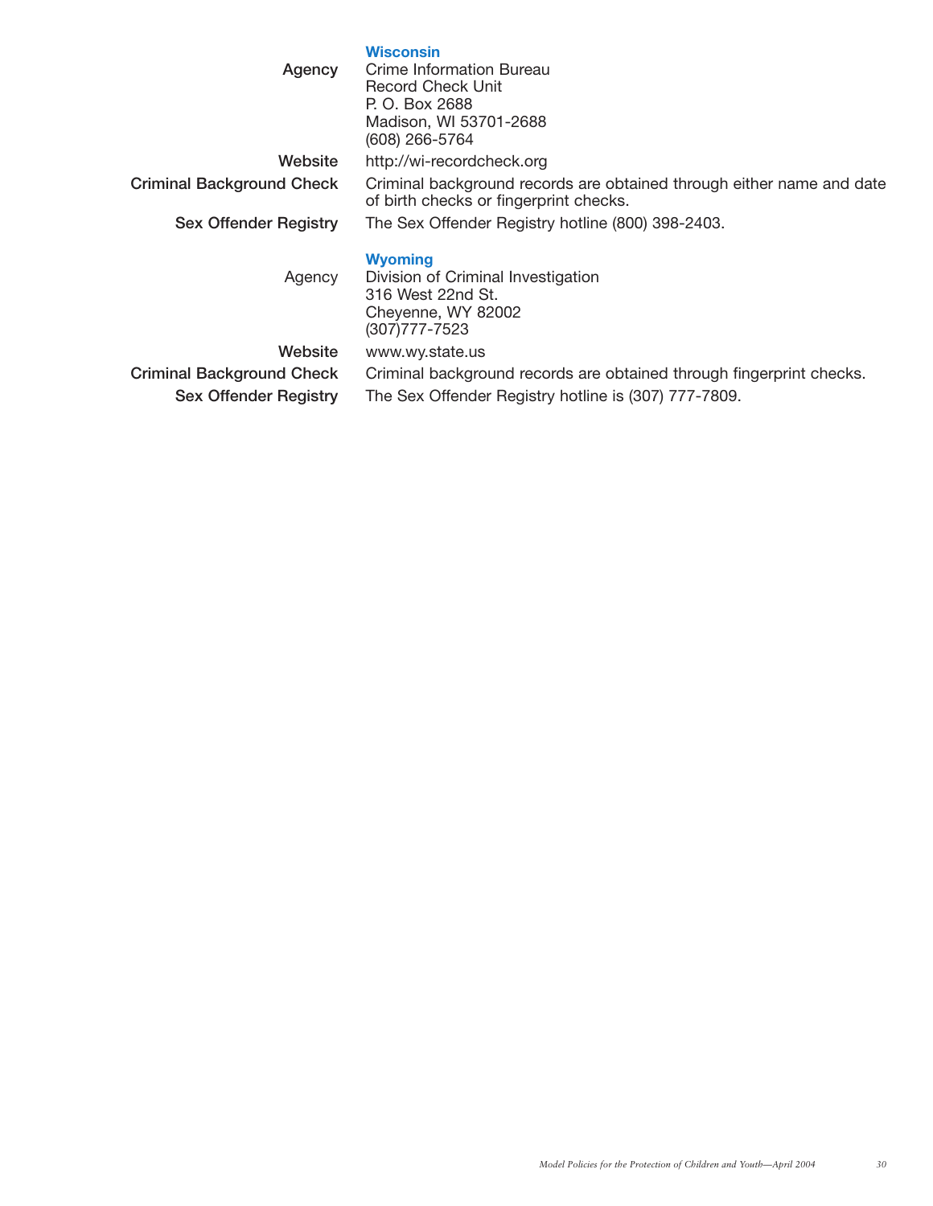### Wisconsin

**Agency**
Crime Information Bureau
Record Check Unit
P. O. Box 2688
Madison, WI 53701-2688
(608) 266-5764

**Website**
http://wi-recordcheck.org

**Criminal Background Check**
Criminal background records are obtained through either name and date of birth checks or fingerprint checks.

**Sex Offender Registry**
The Sex Offender Registry hotline (800) 398-2403.

### Wyoming

**Agency**
Division of Criminal Investigation
316 West 22nd St.
Cheyenne, WY 82002
(307)777-7523

**Website**
www.wy.state.us

**Criminal Background Check**
Criminal background records are obtained through fingerprint checks.

**Sex Offender Registry**
The Sex Offender Registry hotline is (307) 777-7809.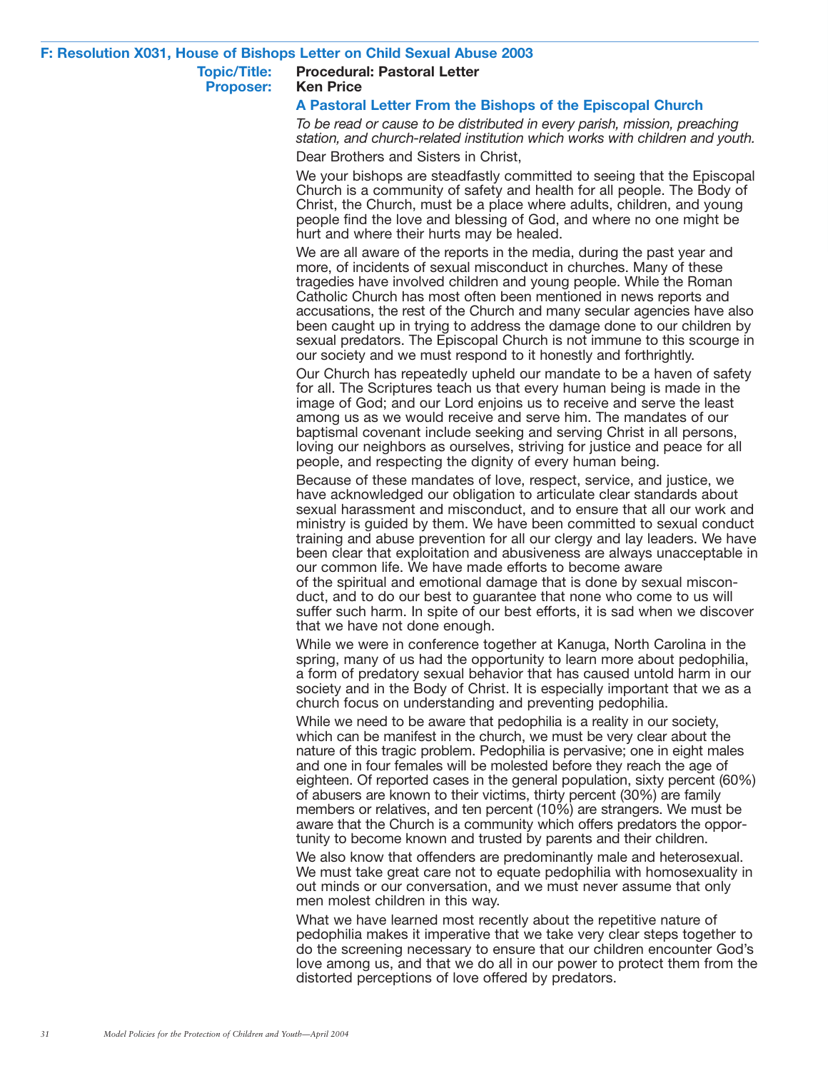## F: Resolution X031, House of Bishops Letter on Child Sexual Abuse 2003

**Topic/Title:** **Procedural: Pastoral Letter**
**Proposer:** **Ken Price**

### A Pastoral Letter From the Bishops of the Episcopal Church

*To be read or cause to be distributed in every parish, mission, preaching station, and church-related institution which works with children and youth.*

Dear Brothers and Sisters in Christ,

We your bishops are steadfastly committed to seeing that the Episcopal Church is a community of safety and health for all people. The Body of Christ, the Church, must be a place where adults, children, and young people find the love and blessing of God, and where no one might be hurt and where their hurts may be healed.

We are all aware of the reports in the media, during the past year and more, of incidents of sexual misconduct in churches. Many of these tragedies have involved children and young people. While the Roman Catholic Church has most often been mentioned in news reports and accusations, the rest of the Church and many secular agencies have also been caught up in trying to address the damage done to our children by sexual predators. The Episcopal Church is not immune to this scourge in our society and we must respond to it honestly and forthrightly.

Our Church has repeatedly upheld our mandate to be a haven of safety for all. The Scriptures teach us that every human being is made in the image of God; and our Lord enjoins us to receive and serve the least among us as we would receive and serve him. The mandates of our baptismal covenant include seeking and serving Christ in all persons, loving our neighbors as ourselves, striving for justice and peace for all people, and respecting the dignity of every human being.

Because of these mandates of love, respect, service, and justice, we have acknowledged our obligation to articulate clear standards about sexual harassment and misconduct, and to ensure that all our work and ministry is guided by them. We have been committed to sexual conduct training and abuse prevention for all our clergy and lay leaders. We have been clear that exploitation and abusiveness are always unacceptable in our common life. We have made efforts to become aware of the spiritual and emotional damage that is done by sexual misconduct, and to do our best to guarantee that none who come to us will suffer such harm. In spite of our best efforts, it is sad when we discover that we have not done enough.

While we were in conference together at Kanuga, North Carolina in the spring, many of us had the opportunity to learn more about pedophilia, a form of predatory sexual behavior that has caused untold harm in our society and in the Body of Christ. It is especially important that we as a church focus on understanding and preventing pedophilia.

While we need to be aware that pedophilia is a reality in our society, which can be manifest in the church, we must be very clear about the nature of this tragic problem. Pedophilia is pervasive; one in eight males and one in four females will be molested before they reach the age of eighteen. Of reported cases in the general population, sixty percent (60%) of abusers are known to their victims, thirty percent (30%) are family members or relatives, and ten percent (10%) are strangers. We must be aware that the Church is a community which offers predators the opportunity to become known and trusted by parents and their children.

We also know that offenders are predominantly male and heterosexual. We must take great care not to equate pedophilia with homosexuality in out minds or our conversation, and we must never assume that only men molest children in this way.

What we have learned most recently about the repetitive nature of pedophilia makes it imperative that we take very clear steps together to do the screening necessary to ensure that our children encounter God's love among us, and that we do all in our power to protect them from the distorted perceptions of love offered by predators.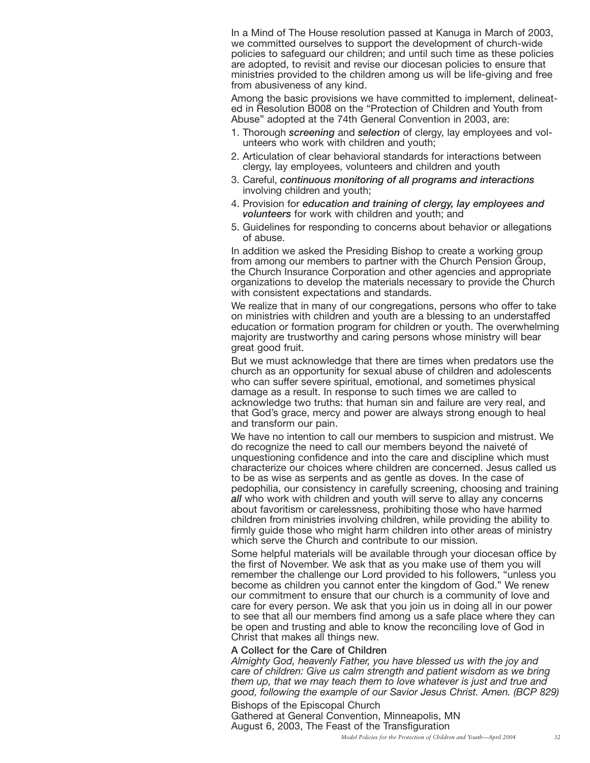In a Mind of The House resolution passed at Kanuga in March of 2003, we committed ourselves to support the development of church-wide policies to safeguard our children; and until such time as these policies are adopted, to revisit and revise our diocesan policies to ensure that ministries provided to the children among us will be life-giving and free from abusiveness of any kind.

Among the basic provisions we have committed to implement, delineated in Resolution B008 on the "Protection of Children and Youth from Abuse" adopted at the 74th General Convention in 2003, are:

1. Thorough ***screening*** and ***selection*** of clergy, lay employees and volunteers who work with children and youth;
2. Articulation of clear behavioral standards for interactions between clergy, lay employees, volunteers and children and youth
3. Careful, ***continuous monitoring of all programs and interactions*** involving children and youth;
4. Provision for ***education and training of clergy, lay employees and volunteers*** for work with children and youth; and
5. Guidelines for responding to concerns about behavior or allegations of abuse.

In addition we asked the Presiding Bishop to create a working group from among our members to partner with the Church Pension Group, the Church Insurance Corporation and other agencies and appropriate organizations to develop the materials necessary to provide the Church with consistent expectations and standards.

We realize that in many of our congregations, persons who offer to take on ministries with children and youth are a blessing to an understaffed education or formation program for children or youth. The overwhelming majority are trustworthy and caring persons whose ministry will bear great good fruit.

But we must acknowledge that there are times when predators use the church as an opportunity for sexual abuse of children and adolescents who can suffer severe spiritual, emotional, and sometimes physical damage as a result. In response to such times we are called to acknowledge two truths: that human sin and failure are very real, and that God's grace, mercy and power are always strong enough to heal and transform our pain.

We have no intention to call our members to suspicion and mistrust. We do recognize the need to call our members beyond the naiveté of unquestioning confidence and into the care and discipline which must characterize our choices where children are concerned. Jesus called us to be as wise as serpents and as gentle as doves. In the case of pedophilia, our consistency in carefully screening, choosing and training ***all*** who work with children and youth will serve to allay any concerns about favoritism or carelessness, prohibiting those who have harmed children from ministries involving children, while providing the ability to firmly guide those who might harm children into other areas of ministry which serve the Church and contribute to our mission.

Some helpful materials will be available through your diocesan office by the first of November. We ask that as you make use of them you will remember the challenge our Lord provided to his followers, "unless you become as children you cannot enter the kingdom of God." We renew our commitment to ensure that our church is a community of love and care for every person. We ask that you join us in doing all in our power to see that all our members find among us a safe place where they can be open and trusting and able to know the reconciling love of God in Christ that makes all things new.

**A Collect for the Care of Children**

*Almighty God, heavenly Father, you have blessed us with the joy and care of children: Give us calm strength and patient wisdom as we bring them up, that we may teach them to love whatever is just and true and good, following the example of our Savior Jesus Christ. Amen. (BCP 829)*

Bishops of the Episcopal Church
Gathered at General Convention, Minneapolis, MN
August 6, 2003, The Feast of the Transfiguration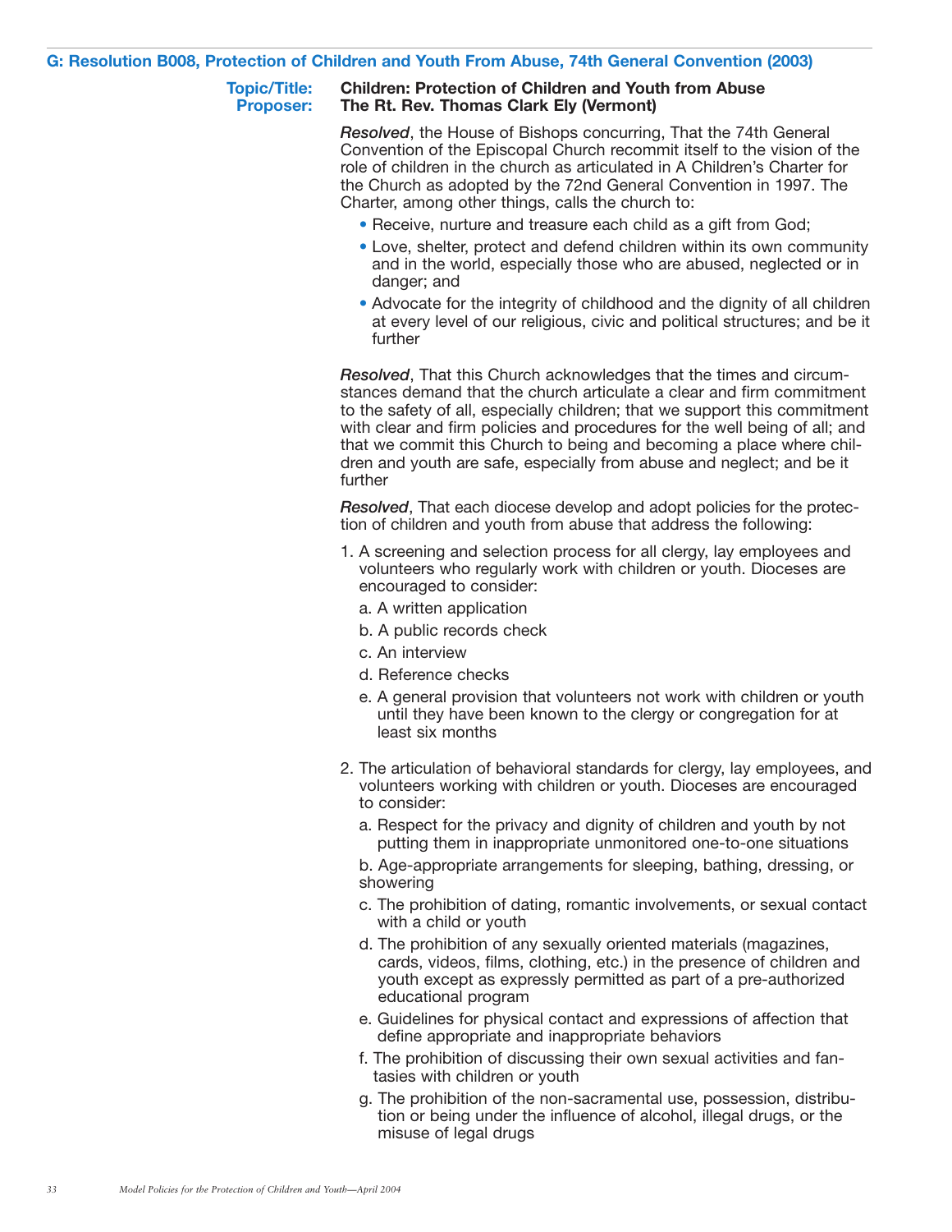## G: Resolution B008, Protection of Children and Youth From Abuse, 74th General Convention (2003)

**Topic/Title:** **Children: Protection of Children and Youth from Abuse**
**Proposer:** **The Rt. Rev. Thomas Clark Ely (Vermont)**

***Resolved***, the House of Bishops concurring, That the 74th General Convention of the Episcopal Church recommit itself to the vision of the role of children in the church as articulated in A Children's Charter for the Church as adopted by the 72nd General Convention in 1997. The Charter, among other things, calls the church to:

- Receive, nurture and treasure each child as a gift from God;
- Love, shelter, protect and defend children within its own community and in the world, especially those who are abused, neglected or in danger; and
- Advocate for the integrity of childhood and the dignity of all children at every level of our religious, civic and political structures; and be it further

***Resolved***, That this Church acknowledges that the times and circumstances demand that the church articulate a clear and firm commitment to the safety of all, especially children; that we support this commitment with clear and firm policies and procedures for the well being of all; and that we commit this Church to being and becoming a place where children and youth are safe, especially from abuse and neglect; and be it further

***Resolved***, That each diocese develop and adopt policies for the protection of children and youth from abuse that address the following:

1. A screening and selection process for all clergy, lay employees and volunteers who regularly work with children or youth. Dioceses are encouraged to consider:
   a. A written application
   b. A public records check
   c. An interview
   d. Reference checks
   e. A general provision that volunteers not work with children or youth until they have been known to the clergy or congregation for at least six months

2. The articulation of behavioral standards for clergy, lay employees, and volunteers working with children or youth. Dioceses are encouraged to consider:
   a. Respect for the privacy and dignity of children and youth by not putting them in inappropriate unmonitored one-to-one situations
   b. Age-appropriate arrangements for sleeping, bathing, dressing, or showering
   c. The prohibition of dating, romantic involvements, or sexual contact with a child or youth
   d. The prohibition of any sexually oriented materials (magazines, cards, videos, films, clothing, etc.) in the presence of children and youth except as expressly permitted as part of a pre-authorized educational program
   e. Guidelines for physical contact and expressions of affection that define appropriate and inappropriate behaviors
   f. The prohibition of discussing their own sexual activities and fantasies with children or youth
   g. The prohibition of the non-sacramental use, possession, distribution or being under the influence of alcohol, illegal drugs, or the misuse of legal drugs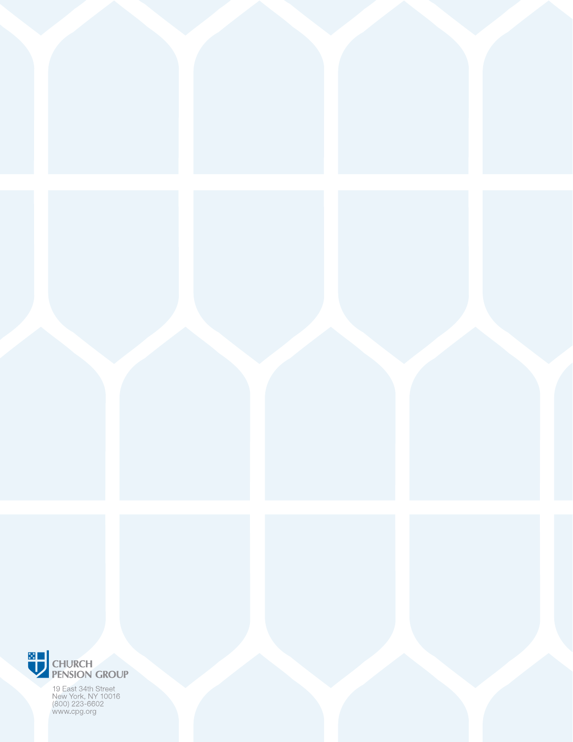CHURCH PENSION GROUP

19 East 34th Street
New York, NY 10016
(800) 223-6602
www.cpg.org